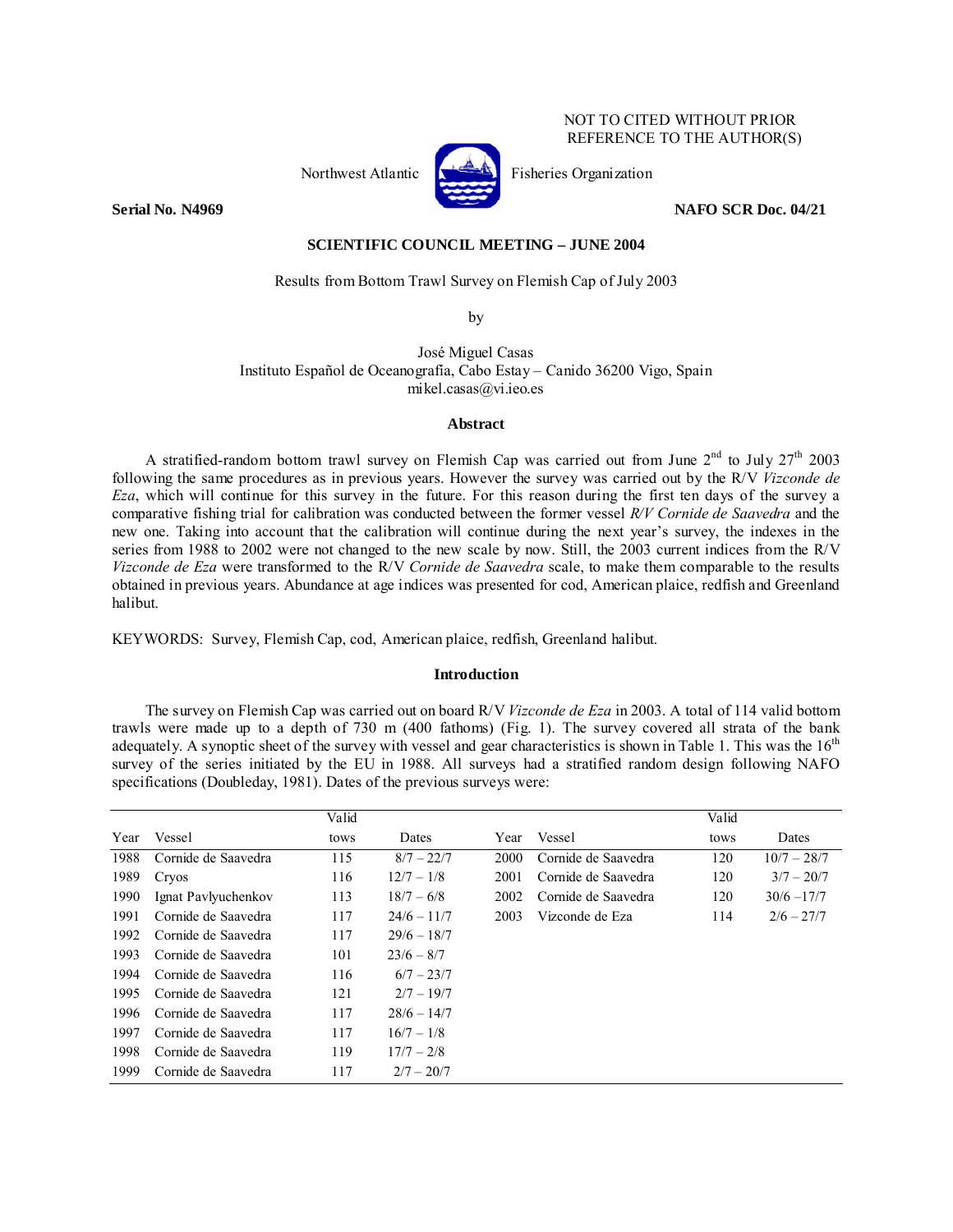NOT TO CITED WITHOUT PRIOR REFERENCE TO THE AUTHOR(S)

Northwest Atlantic Fisheries Organization

**Serial No. N4969** **NAFO SCR Doc. 04/21**

**SCIENTIFIC COUNCIL MEETING – JUNE 2004**

Results from Bottom Trawl Survey on Flemish Cap of July 2003

by

José Miguel Casas
Instituto Español de Oceanografía, Cabo Estay – Canido 36200 Vigo, Spain
mikel.casas@vi.ieo.es

### Abstract

A stratified-random bottom trawl survey on Flemish Cap was carried out from June 2[nd] to July 27[th] 2003 following the same procedures as in previous years. However the survey was carried out by the R/V *Vizconde de Eza*, which will continue for this survey in the future. For this reason during the first ten days of the survey a comparative fishing trial for calibration was conducted between the former vessel *R/V Cornide de Saavedra* and the new one. Taking into account that the calibration will continue during the next year's survey, the indexes in the series from 1988 to 2002 were not changed to the new scale by now. Still, the 2003 current indices from the R/V *Vizconde de Eza* were transformed to the R/V *Cornide de Saavedra* scale, to make them comparable to the results obtained in previous years. Abundance at age indices was presented for cod, American plaice, redfish and Greenland halibut.

KEYWORDS: Survey, Flemish Cap, cod, American plaice, redfish, Greenland halibut.

### Introduction

The survey on Flemish Cap was carried out on board R/V *Vizconde de Eza* in 2003. A total of 114 valid bottom trawls were made up to a depth of 730 m (400 fathoms) (Fig. 1). The survey covered all strata of the bank adequately. A synoptic sheet of the survey with vessel and gear characteristics is shown in Table 1. This was the 16[th] survey of the series initiated by the EU in 1988. All surveys had a stratified random design following NAFO specifications (Doubleday, 1981). Dates of the previous surveys were:

| Year | Vessel | Valid tows | Dates | Year | Vessel | Valid tows | Dates |
|---|---|---|---|---|---|---|---|
| 1988 | Cornide de Saavedra | 115 | 8/7 – 22/7 | 2000 | Cornide de Saavedra | 120 | 10/7 – 28/7 |
| 1989 | Cryos | 116 | 12/7 – 1/8 | 2001 | Cornide de Saavedra | 120 | 3/7 – 20/7 |
| 1990 | Ignat Pavlyuchenkov | 113 | 18/7 – 6/8 | 2002 | Cornide de Saavedra | 120 | 30/6 –17/7 |
| 1991 | Cornide de Saavedra | 117 | 24/6 – 11/7 | 2003 | Vizconde de Eza | 114 | 2/6 – 27/7 |
| 1992 | Cornide de Saavedra | 117 | 29/6 – 18/7 | | | | |
| 1993 | Cornide de Saavedra | 101 | 23/6 – 8/7 | | | | |
| 1994 | Cornide de Saavedra | 116 | 6/7 – 23/7 | | | | |
| 1995 | Cornide de Saavedra | 121 | 2/7 – 19/7 | | | | |
| 1996 | Cornide de Saavedra | 117 | 28/6 – 14/7 | | | | |
| 1997 | Cornide de Saavedra | 117 | 16/7 – 1/8 | | | | |
| 1998 | Cornide de Saavedra | 119 | 17/7 – 2/8 | | | | |
| 1999 | Cornide de Saavedra | 117 | 2/7 – 20/7 | | | | |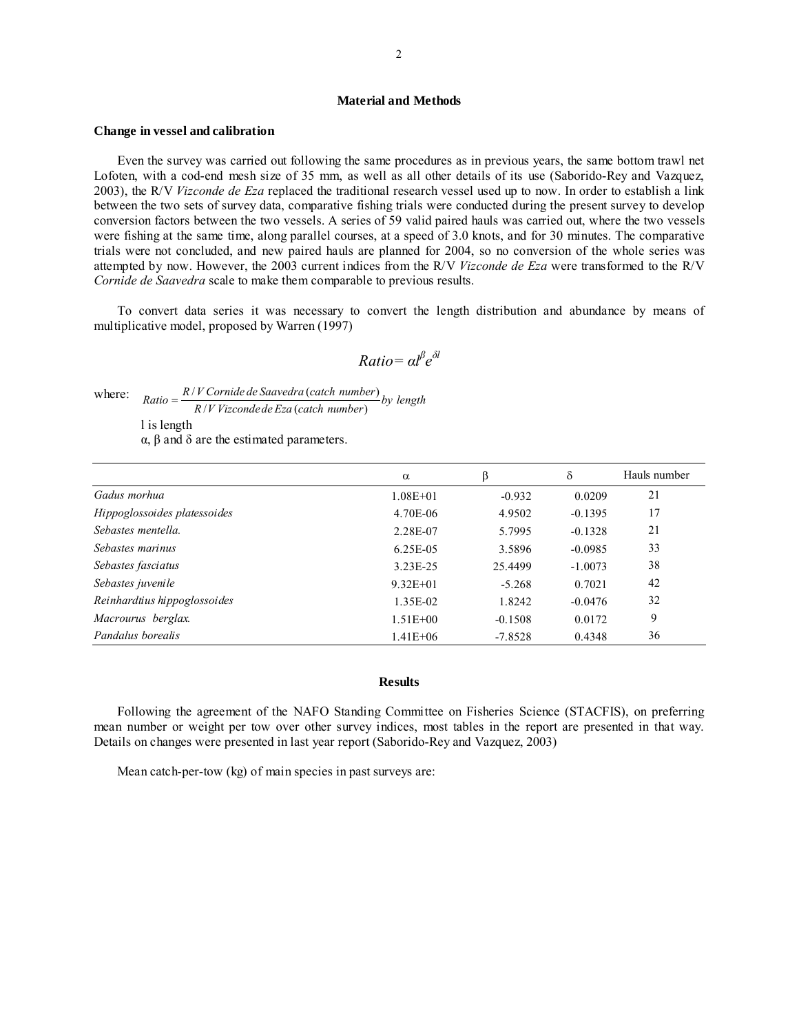## Material and Methods

### Change in vessel and calibration

Even the survey was carried out following the same procedures as in previous years, the same bottom trawl net Lofoten, with a cod-end mesh size of 35 mm, as well as all other details of its use (Saborido-Rey and Vazquez, 2003), the R/V *Vizconde de Eza* replaced the traditional research vessel used up to now. In order to establish a link between the two sets of survey data, comparative fishing trials were conducted during the present survey to develop conversion factors between the two vessels. A series of 59 valid paired hauls was carried out, where the two vessels were fishing at the same time, along parallel courses, at a speed of 3.0 knots, and for 30 minutes. The comparative trials were not concluded, and new paired hauls are planned for 2004, so no conversion of the whole series was attempted by now. However, the 2003 current indices from the R/V *Vizconde de Eza* were transformed to the R/V *Cornide de Saavedra* scale to make them comparable to previous results.

To convert data series it was necessary to convert the length distribution and abundance by means of multiplicative model, proposed by Warren (1997)

$$Ratio = \alpha l^{\beta} e^{\delta l}$$

where: $Ratio = \dfrac{R/V\ Cornide\ de\ Saavedra\ (catch\ number)}{R/V\ Vizconde\ de\ Eza\ (catch\ number)}\ by\ length$

l is length

α, β and δ are the estimated parameters.

| | α | β | δ | Hauls number |
|---|---|---|---|---|
| *Gadus morhua* | 1.08E+01 | -0.932 | 0.0209 | 21 |
| *Hippoglossoides platessoides* | 4.70E-06 | 4.9502 | -0.1395 | 17 |
| *Sebastes mentella.* | 2.28E-07 | 5.7995 | -0.1328 | 21 |
| *Sebastes marinus* | 6.25E-05 | 3.5896 | -0.0985 | 33 |
| *Sebastes fasciatus* | 3.23E-25 | 25.4499 | -1.0073 | 38 |
| *Sebastes juvenile* | 9.32E+01 | -5.268 | 0.7021 | 42 |
| *Reinhardtius hippoglossoides* | 1.35E-02 | 1.8242 | -0.0476 | 32 |
| *Macrourus berglax.* | 1.51E+00 | -0.1508 | 0.0172 | 9 |
| *Pandalus borealis* | 1.41E+06 | -7.8528 | 0.4348 | 36 |

## Results

Following the agreement of the NAFO Standing Committee on Fisheries Science (STACFIS), on preferring mean number or weight per tow over other survey indices, most tables in the report are presented in that way. Details on changes were presented in last year report (Saborido-Rey and Vazquez, 2003)

Mean catch-per-tow (kg) of main species in past surveys are: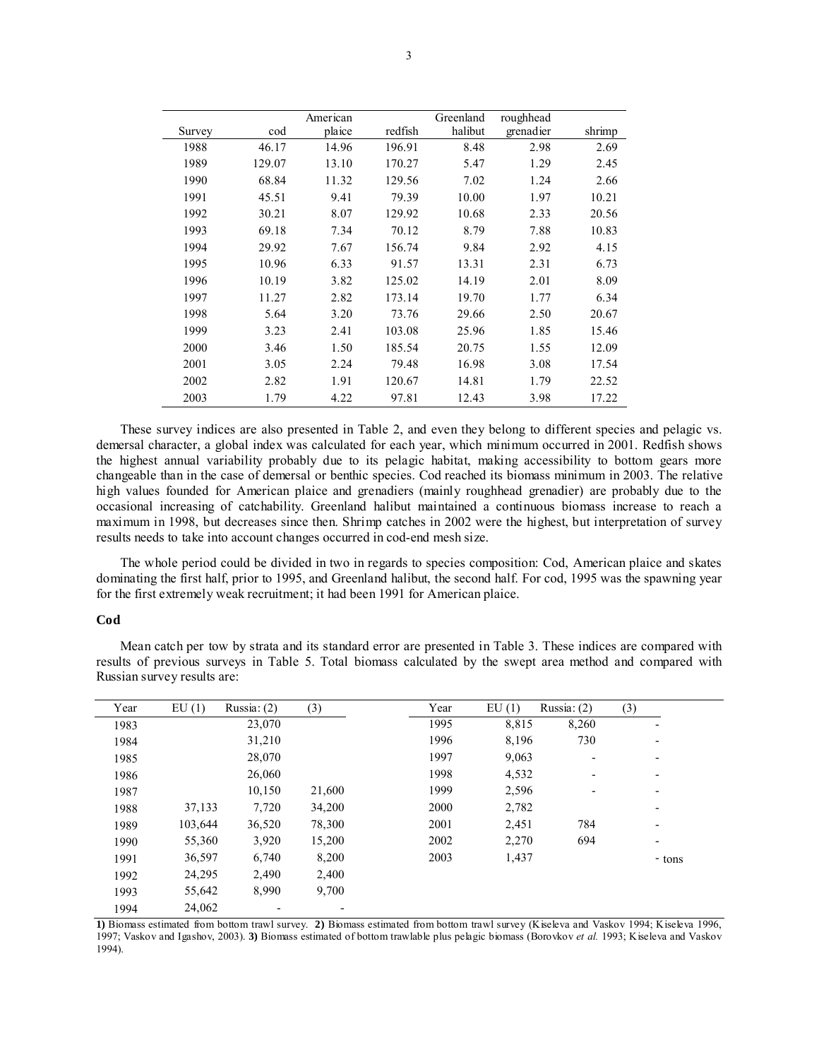| Survey | cod | American plaice | redfish | Greenland halibut | roughhead grenadier | shrimp |
|---|---|---|---|---|---|---|
| 1988 | 46.17 | 14.96 | 196.91 | 8.48 | 2.98 | 2.69 |
| 1989 | 129.07 | 13.10 | 170.27 | 5.47 | 1.29 | 2.45 |
| 1990 | 68.84 | 11.32 | 129.56 | 7.02 | 1.24 | 2.66 |
| 1991 | 45.51 | 9.41 | 79.39 | 10.00 | 1.97 | 10.21 |
| 1992 | 30.21 | 8.07 | 129.92 | 10.68 | 2.33 | 20.56 |
| 1993 | 69.18 | 7.34 | 70.12 | 8.79 | 7.88 | 10.83 |
| 1994 | 29.92 | 7.67 | 156.74 | 9.84 | 2.92 | 4.15 |
| 1995 | 10.96 | 6.33 | 91.57 | 13.31 | 2.31 | 6.73 |
| 1996 | 10.19 | 3.82 | 125.02 | 14.19 | 2.01 | 8.09 |
| 1997 | 11.27 | 2.82 | 173.14 | 19.70 | 1.77 | 6.34 |
| 1998 | 5.64 | 3.20 | 73.76 | 29.66 | 2.50 | 20.67 |
| 1999 | 3.23 | 2.41 | 103.08 | 25.96 | 1.85 | 15.46 |
| 2000 | 3.46 | 1.50 | 185.54 | 20.75 | 1.55 | 12.09 |
| 2001 | 3.05 | 2.24 | 79.48 | 16.98 | 3.08 | 17.54 |
| 2002 | 2.82 | 1.91 | 120.67 | 14.81 | 1.79 | 22.52 |
| 2003 | 1.79 | 4.22 | 97.81 | 12.43 | 3.98 | 17.22 |

These survey indices are also presented in Table 2, and even they belong to different species and pelagic vs. demersal character, a global index was calculated for each year, which minimum occurred in 2001. Redfish shows the highest annual variability probably due to its pelagic habitat, making accessibility to bottom gears more changeable than in the case of demersal or benthic species. Cod reached its biomass minimum in 2003. The relative high values founded for American plaice and grenadiers (mainly roughhead grenadier) are probably due to the occasional increasing of catchability. Greenland halibut maintained a continuous biomass increase to reach a maximum in 1998, but decreases since then. Shrimp catches in 2002 were the highest, but interpretation of survey results needs to take into account changes occurred in cod-end mesh size.

The whole period could be divided in two in regards to species composition: Cod, American plaice and skates dominating the first half, prior to 1995, and Greenland halibut, the second half. For cod, 1995 was the spawning year for the first extremely weak recruitment; it had been 1991 for American plaice.

### Cod

Mean catch per tow by strata and its standard error are presented in Table 3. These indices are compared with results of previous surveys in Table 5. Total biomass calculated by the swept area method and compared with Russian survey results are:

| Year | EU (1) | Russia: (2) | (3) |
|---|---|---|---|
| 1983 | | 23,070 | |
| 1984 | | 31,210 | |
| 1985 | | 28,070 | |
| 1986 | | 26,060 | |
| 1987 | | 10,150 | 21,600 |
| 1988 | 37,133 | 7,720 | 34,200 |
| 1989 | 103,644 | 36,520 | 78,300 |
| 1990 | 55,360 | 3,920 | 15,200 |
| 1991 | 36,597 | 6,740 | 8,200 |
| 1992 | 24,295 | 2,490 | 2,400 |
| 1993 | 55,642 | 8,990 | 9,700 |
| 1994 | 24,062 | - | - |
| 1995 | 8,815 | 8,260 | - |
| 1996 | 8,196 | 730 | - |
| 1997 | 9,063 | - | - |
| 1998 | 4,532 | - | - |
| 1999 | 2,596 | - | - |
| 2000 | 2,782 | | - |
| 2001 | 2,451 | 784 | - |
| 2002 | 2,270 | 694 | - |
| 2003 | 1,437 | | - tons |

**1)** Biomass estimated from bottom trawl survey. **2)** Biomass estimated from bottom trawl survey (Kiseleva and Vaskov 1994; Kiseleva 1996, 1997; Vaskov and Igashov, 2003). **3)** Biomass estimated of bottom trawlable plus pelagic biomass (Borovkov *et al.* 1993; Kiseleva and Vaskov 1994).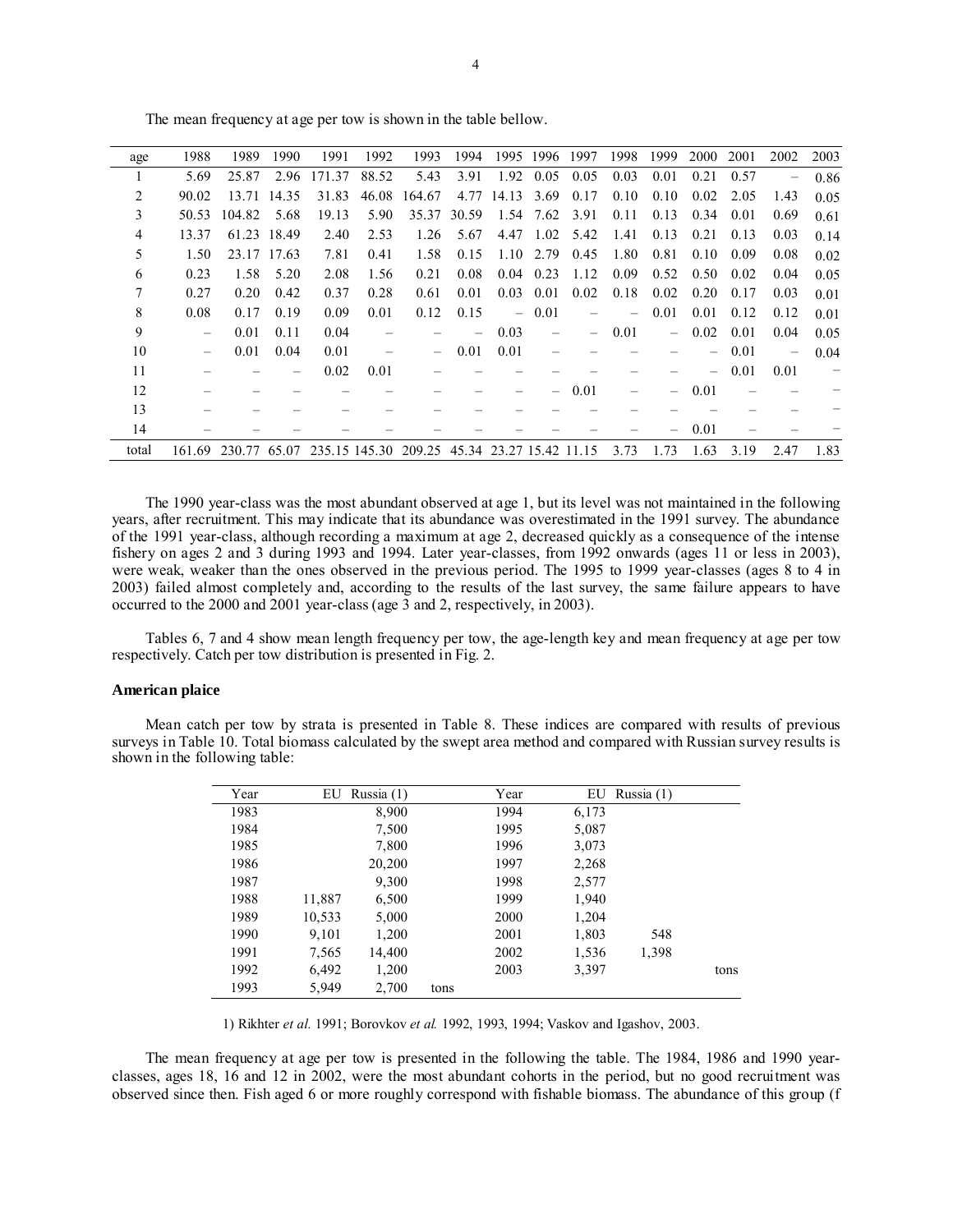The mean frequency at age per tow is shown in the table bellow.

| age | 1988 | 1989 | 1990 | 1991 | 1992 | 1993 | 1994 | 1995 | 1996 | 1997 | 1998 | 1999 | 2000 | 2001 | 2002 | 2003 |
|---|---|---|---|---|---|---|---|---|---|---|---|---|---|---|---|---|
| 1 | 5.69 | 25.87 | 2.96 | 171.37 | 88.52 | 5.43 | 3.91 | 1.92 | 0.05 | 0.05 | 0.03 | 0.01 | 0.21 | 0.57 | – | 0.86 |
| 2 | 90.02 | 13.71 | 14.35 | 31.83 | 46.08 | 164.67 | 4.77 | 14.13 | 3.69 | 0.17 | 0.10 | 0.10 | 0.02 | 2.05 | 1.43 | 0.05 |
| 3 | 50.53 | 104.82 | 5.68 | 19.13 | 5.90 | 35.37 | 30.59 | 1.54 | 7.62 | 3.91 | 0.11 | 0.13 | 0.34 | 0.01 | 0.69 | 0.61 |
| 4 | 13.37 | 61.23 | 18.49 | 2.40 | 2.53 | 1.26 | 5.67 | 4.47 | 1.02 | 5.42 | 1.41 | 0.13 | 0.21 | 0.13 | 0.03 | 0.14 |
| 5 | 1.50 | 23.17 | 17.63 | 7.81 | 0.41 | 1.58 | 0.15 | 1.10 | 2.79 | 0.45 | 1.80 | 0.81 | 0.10 | 0.09 | 0.08 | 0.02 |
| 6 | 0.23 | 1.58 | 5.20 | 2.08 | 1.56 | 0.21 | 0.08 | 0.04 | 0.23 | 1.12 | 0.09 | 0.52 | 0.50 | 0.02 | 0.04 | 0.05 |
| 7 | 0.27 | 0.20 | 0.42 | 0.37 | 0.28 | 0.61 | 0.01 | 0.03 | 0.01 | 0.02 | 0.18 | 0.02 | 0.20 | 0.17 | 0.03 | 0.01 |
| 8 | 0.08 | 0.17 | 0.19 | 0.09 | 0.01 | 0.12 | 0.15 | – | 0.01 | – | – | 0.01 | 0.01 | 0.12 | 0.12 | 0.01 |
| 9 | – | 0.01 | 0.11 | 0.04 | – | – | – | 0.03 | – | – | 0.01 | – | 0.02 | 0.01 | 0.04 | 0.05 |
| 10 | – | 0.01 | 0.04 | 0.01 | – | – | 0.01 | 0.01 | – | – | – | – | – | 0.01 | – | 0.04 |
| 11 | – | – | – | 0.02 | 0.01 | – | – | – | – | – | – | – | – | 0.01 | 0.01 | – |
| 12 | – | – | – | – | – | – | – | – | – | 0.01 | – | – | 0.01 | – | – | – |
| 13 | – | – | – | – | – | – | – | – | – | – | – | – | – | – | – | – |
| 14 | – | – | – | – | – | – | – | – | – | – | – | – | 0.01 | – | – | – |
| total | 161.69 | 230.77 | 65.07 | 235.15 | 145.30 | 209.25 | 45.34 | 23.27 | 15.42 | 11.15 | 3.73 | 1.73 | 1.63 | 3.19 | 2.47 | 1.83 |

The 1990 year-class was the most abundant observed at age 1, but its level was not maintained in the following years, after recruitment. This may indicate that its abundance was overestimated in the 1991 survey. The abundance of the 1991 year-class, although recording a maximum at age 2, decreased quickly as a consequence of the intense fishery on ages 2 and 3 during 1993 and 1994. Later year-classes, from 1992 onwards (ages 11 or less in 2003), were weak, weaker than the ones observed in the previous period. The 1995 to 1999 year-classes (ages 8 to 4 in 2003) failed almost completely and, according to the results of the last survey, the same failure appears to have occurred to the 2000 and 2001 year-class (age 3 and 2, respectively, in 2003).

Tables 6, 7 and 4 show mean length frequency per tow, the age-length key and mean frequency at age per tow respectively. Catch per tow distribution is presented in Fig. 2.

### American plaice

Mean catch per tow by strata is presented in Table 8. These indices are compared with results of previous surveys in Table 10. Total biomass calculated by the swept area method and compared with Russian survey results is shown in the following table:

| Year | EU | Russia (1) | | Year | EU | Russia (1) | |
|---|---|---|---|---|---|---|---|
| 1983 | | 8,900 | | 1994 | 6,173 | | |
| 1984 | | 7,500 | | 1995 | 5,087 | | |
| 1985 | | 7,800 | | 1996 | 3,073 | | |
| 1986 | | 20,200 | | 1997 | 2,268 | | |
| 1987 | | 9,300 | | 1998 | 2,577 | | |
| 1988 | 11,887 | 6,500 | | 1999 | 1,940 | | |
| 1989 | 10,533 | 5,000 | | 2000 | 1,204 | | |
| 1990 | 9,101 | 1,200 | | 2001 | 1,803 | 548 | |
| 1991 | 7,565 | 14,400 | | 2002 | 1,536 | 1,398 | |
| 1992 | 6,492 | 1,200 | | 2003 | 3,397 | | tons |
| 1993 | 5,949 | 2,700 | tons | | | | |

1) Rikhter *et al.* 1991; Borovkov *et al.* 1992, 1993, 1994; Vaskov and Igashov, 2003.

The mean frequency at age per tow is presented in the following the table. The 1984, 1986 and 1990 year-classes, ages 18, 16 and 12 in 2002, were the most abundant cohorts in the period, but no good recruitment was observed since then. Fish aged 6 or more roughly correspond with fishable biomass. The abundance of this group (f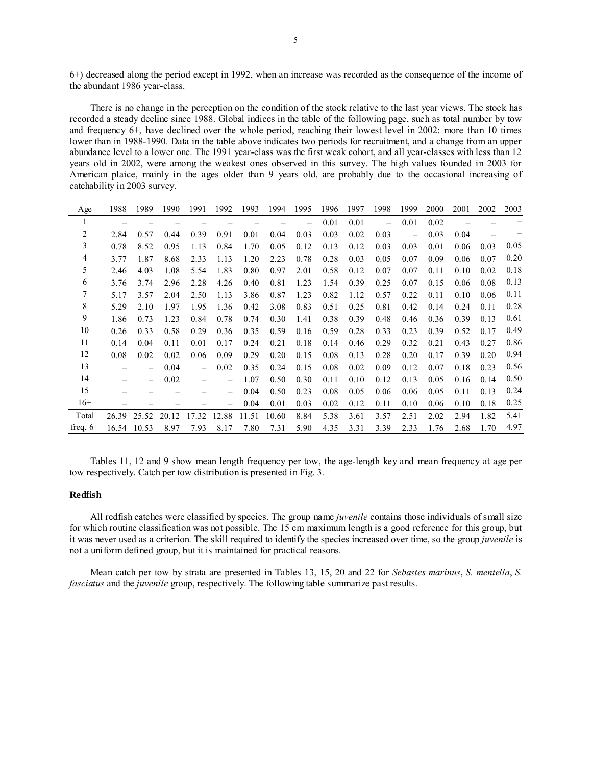6+) decreased along the period except in 1992, when an increase was recorded as the consequence of the income of the abundant 1986 year-class.

There is no change in the perception on the condition of the stock relative to the last year views. The stock has recorded a steady decline since 1988. Global indices in the table of the following page, such as total number by tow and frequency 6+, have declined over the whole period, reaching their lowest level in 2002: more than 10 times lower than in 1988-1990. Data in the table above indicates two periods for recruitment, and a change from an upper abundance level to a lower one. The 1991 year-class was the first weak cohort, and all year-classes with less than 12 years old in 2002, were among the weakest ones observed in this survey. The high values founded in 2003 for American plaice, mainly in the ages older than 9 years old, are probably due to the occasional increasing of catchability in 2003 survey.

| Age | 1988 | 1989 | 1990 | 1991 | 1992 | 1993 | 1994 | 1995 | 1996 | 1997 | 1998 | 1999 | 2000 | 2001 | 2002 | 2003 |
|---|---|---|---|---|---|---|---|---|---|---|---|---|---|---|---|---|
| 1 | – | – | – | – | – | – | – | – | 0.01 | 0.01 | – | 0.01 | 0.02 | – | – | – |
| 2 | 2.84 | 0.57 | 0.44 | 0.39 | 0.91 | 0.01 | 0.04 | 0.03 | 0.03 | 0.02 | 0.03 | – | 0.03 | 0.04 | – | – |
| 3 | 0.78 | 8.52 | 0.95 | 1.13 | 0.84 | 1.70 | 0.05 | 0.12 | 0.13 | 0.12 | 0.03 | 0.03 | 0.01 | 0.06 | 0.03 | 0.05 |
| 4 | 3.77 | 1.87 | 8.68 | 2.33 | 1.13 | 1.20 | 2.23 | 0.78 | 0.28 | 0.03 | 0.05 | 0.07 | 0.09 | 0.06 | 0.07 | 0.20 |
| 5 | 2.46 | 4.03 | 1.08 | 5.54 | 1.83 | 0.80 | 0.97 | 2.01 | 0.58 | 0.12 | 0.07 | 0.07 | 0.11 | 0.10 | 0.02 | 0.18 |
| 6 | 3.76 | 3.74 | 2.96 | 2.28 | 4.26 | 0.40 | 0.81 | 1.23 | 1.54 | 0.39 | 0.25 | 0.07 | 0.15 | 0.06 | 0.08 | 0.13 |
| 7 | 5.17 | 3.57 | 2.04 | 2.50 | 1.13 | 3.86 | 0.87 | 1.23 | 0.82 | 1.12 | 0.57 | 0.22 | 0.11 | 0.10 | 0.06 | 0.11 |
| 8 | 5.29 | 2.10 | 1.97 | 1.95 | 1.36 | 0.42 | 3.08 | 0.83 | 0.51 | 0.25 | 0.81 | 0.42 | 0.14 | 0.24 | 0.11 | 0.28 |
| 9 | 1.86 | 0.73 | 1.23 | 0.84 | 0.78 | 0.74 | 0.30 | 1.41 | 0.38 | 0.39 | 0.48 | 0.46 | 0.36 | 0.39 | 0.13 | 0.61 |
| 10 | 0.26 | 0.33 | 0.58 | 0.29 | 0.36 | 0.35 | 0.59 | 0.16 | 0.59 | 0.28 | 0.33 | 0.23 | 0.39 | 0.52 | 0.17 | 0.49 |
| 11 | 0.14 | 0.04 | 0.11 | 0.01 | 0.17 | 0.24 | 0.21 | 0.18 | 0.14 | 0.46 | 0.29 | 0.32 | 0.21 | 0.43 | 0.27 | 0.86 |
| 12 | 0.08 | 0.02 | 0.02 | 0.06 | 0.09 | 0.29 | 0.20 | 0.15 | 0.08 | 0.13 | 0.28 | 0.20 | 0.17 | 0.39 | 0.20 | 0.94 |
| 13 | – | – | 0.04 | – | 0.02 | 0.35 | 0.24 | 0.15 | 0.08 | 0.02 | 0.09 | 0.12 | 0.07 | 0.18 | 0.23 | 0.56 |
| 14 | – | – | 0.02 | – | – | 1.07 | 0.50 | 0.30 | 0.11 | 0.10 | 0.12 | 0.13 | 0.05 | 0.16 | 0.14 | 0.50 |
| 15 | – | – | – | – | – | 0.04 | 0.50 | 0.23 | 0.08 | 0.05 | 0.06 | 0.06 | 0.05 | 0.11 | 0.13 | 0.24 |
| 16+ | – | – | – | – | – | 0.04 | 0.01 | 0.03 | 0.02 | 0.12 | 0.11 | 0.10 | 0.06 | 0.10 | 0.18 | 0.25 |
| Total | 26.39 | 25.52 | 20.12 | 17.32 | 12.88 | 11.51 | 10.60 | 8.84 | 5.38 | 3.61 | 3.57 | 2.51 | 2.02 | 2.94 | 1.82 | 5.41 |
| freq. 6+ | 16.54 | 10.53 | 8.97 | 7.93 | 8.17 | 7.80 | 7.31 | 5.90 | 4.35 | 3.31 | 3.39 | 2.33 | 1.76 | 2.68 | 1.70 | 4.97 |

Tables 11, 12 and 9 show mean length frequency per tow, the age-length key and mean frequency at age per tow respectively. Catch per tow distribution is presented in Fig. 3.

**Redfish**

All redfish catches were classified by species. The group name *juvenile* contains those individuals of small size for which routine classification was not possible. The 15 cm maximum length is a good reference for this group, but it was never used as a criterion. The skill required to identify the species increased over time, so the group *juvenile* is not a uniform defined group, but it is maintained for practical reasons.

Mean catch per tow by strata are presented in Tables 13, 15, 20 and 22 for *Sebastes marinus*, *S. mentella*, *S. fasciatus* and the *juvenile* group, respectively. The following table summarize past results.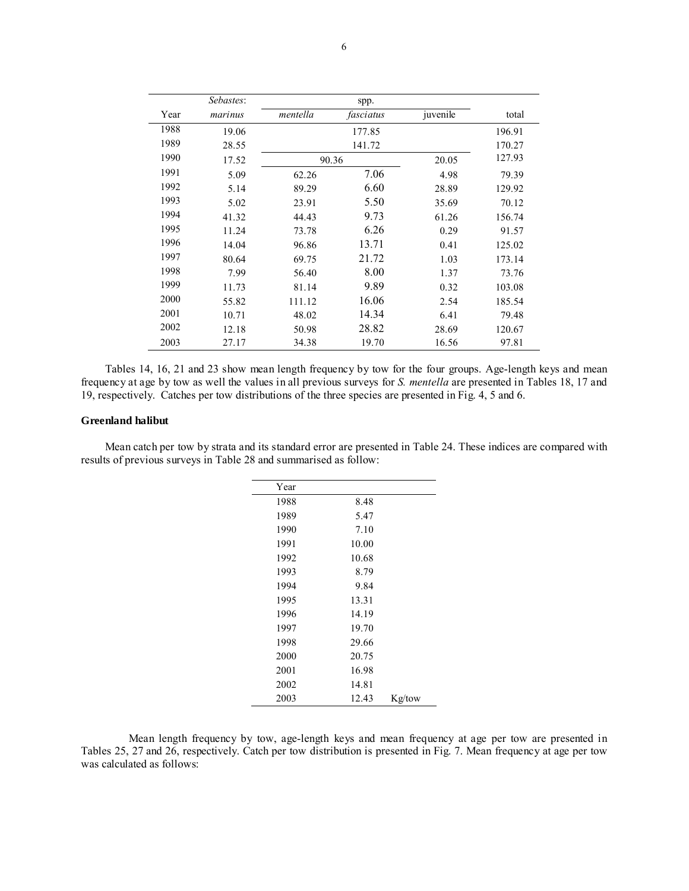| Year | *Sebastes*: *marinus* | spp. *mentella* | *fasciatus* | juvenile | total |
|---|---|---|---|---|---|
| 1988 | 19.06 | 177.85 | | | 196.91 |
| 1989 | 28.55 | 141.72 | | | 170.27 |
| 1990 | 17.52 | 90.36 | | 20.05 | 127.93 |
| 1991 | 5.09 | 62.26 | 7.06 | 4.98 | 79.39 |
| 1992 | 5.14 | 89.29 | 6.60 | 28.89 | 129.92 |
| 1993 | 5.02 | 23.91 | 5.50 | 35.69 | 70.12 |
| 1994 | 41.32 | 44.43 | 9.73 | 61.26 | 156.74 |
| 1995 | 11.24 | 73.78 | 6.26 | 0.29 | 91.57 |
| 1996 | 14.04 | 96.86 | 13.71 | 0.41 | 125.02 |
| 1997 | 80.64 | 69.75 | 21.72 | 1.03 | 173.14 |
| 1998 | 7.99 | 56.40 | 8.00 | 1.37 | 73.76 |
| 1999 | 11.73 | 81.14 | 9.89 | 0.32 | 103.08 |
| 2000 | 55.82 | 111.12 | 16.06 | 2.54 | 185.54 |
| 2001 | 10.71 | 48.02 | 14.34 | 6.41 | 79.48 |
| 2002 | 12.18 | 50.98 | 28.82 | 28.69 | 120.67 |
| 2003 | 27.17 | 34.38 | 19.70 | 16.56 | 97.81 |

Tables 14, 16, 21 and 23 show mean length frequency by tow for the four groups. Age-length keys and mean frequency at age by tow as well the values in all previous surveys for *S. mentella* are presented in Tables 18, 17 and 19, respectively. Catches per tow distributions of the three species are presented in Fig. 4, 5 and 6.

**Greenland halibut**

Mean catch per tow by strata and its standard error are presented in Table 24. These indices are compared with results of previous surveys in Table 28 and summarised as follow:

| Year | | |
|---|---|---|
| 1988 | 8.48 | |
| 1989 | 5.47 | |
| 1990 | 7.10 | |
| 1991 | 10.00 | |
| 1992 | 10.68 | |
| 1993 | 8.79 | |
| 1994 | 9.84 | |
| 1995 | 13.31 | |
| 1996 | 14.19 | |
| 1997 | 19.70 | |
| 1998 | 29.66 | |
| 2000 | 20.75 | |
| 2001 | 16.98 | |
| 2002 | 14.81 | |
| 2003 | 12.43 | Kg/tow |

Mean length frequency by tow, age-length keys and mean frequency at age per tow are presented in Tables 25, 27 and 26, respectively. Catch per tow distribution is presented in Fig. 7. Mean frequency at age per tow was calculated as follows: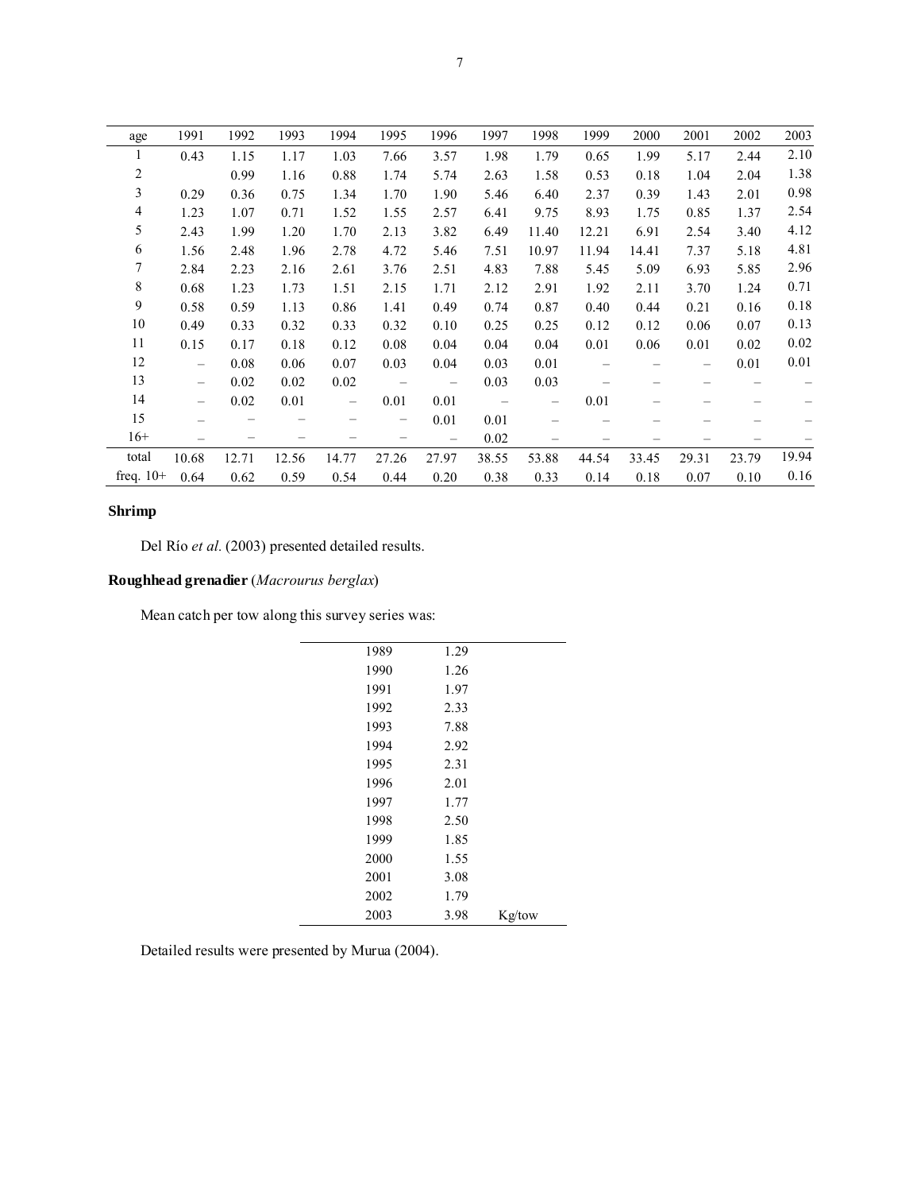| age | 1991 | 1992 | 1993 | 1994 | 1995 | 1996 | 1997 | 1998 | 1999 | 2000 | 2001 | 2002 | 2003 |
|---|---|---|---|---|---|---|---|---|---|---|---|---|---|
| 1 | 0.43 | 1.15 | 1.17 | 1.03 | 7.66 | 3.57 | 1.98 | 1.79 | 0.65 | 1.99 | 5.17 | 2.44 | 2.10 |
| 2 | | 0.99 | 1.16 | 0.88 | 1.74 | 5.74 | 2.63 | 1.58 | 0.53 | 0.18 | 1.04 | 2.04 | 1.38 |
| 3 | 0.29 | 0.36 | 0.75 | 1.34 | 1.70 | 1.90 | 5.46 | 6.40 | 2.37 | 0.39 | 1.43 | 2.01 | 0.98 |
| 4 | 1.23 | 1.07 | 0.71 | 1.52 | 1.55 | 2.57 | 6.41 | 9.75 | 8.93 | 1.75 | 0.85 | 1.37 | 2.54 |
| 5 | 2.43 | 1.99 | 1.20 | 1.70 | 2.13 | 3.82 | 6.49 | 11.40 | 12.21 | 6.91 | 2.54 | 3.40 | 4.12 |
| 6 | 1.56 | 2.48 | 1.96 | 2.78 | 4.72 | 5.46 | 7.51 | 10.97 | 11.94 | 14.41 | 7.37 | 5.18 | 4.81 |
| 7 | 2.84 | 2.23 | 2.16 | 2.61 | 3.76 | 2.51 | 4.83 | 7.88 | 5.45 | 5.09 | 6.93 | 5.85 | 2.96 |
| 8 | 0.68 | 1.23 | 1.73 | 1.51 | 2.15 | 1.71 | 2.12 | 2.91 | 1.92 | 2.11 | 3.70 | 1.24 | 0.71 |
| 9 | 0.58 | 0.59 | 1.13 | 0.86 | 1.41 | 0.49 | 0.74 | 0.87 | 0.40 | 0.44 | 0.21 | 0.16 | 0.18 |
| 10 | 0.49 | 0.33 | 0.32 | 0.33 | 0.32 | 0.10 | 0.25 | 0.25 | 0.12 | 0.12 | 0.06 | 0.07 | 0.13 |
| 11 | 0.15 | 0.17 | 0.18 | 0.12 | 0.08 | 0.04 | 0.04 | 0.04 | 0.01 | 0.06 | 0.01 | 0.02 | 0.02 |
| 12 | – | 0.08 | 0.06 | 0.07 | 0.03 | 0.04 | 0.03 | 0.01 | – | – | – | 0.01 | 0.01 |
| 13 | – | 0.02 | 0.02 | 0.02 | – | – | 0.03 | 0.03 | – | – | – | – | – |
| 14 | – | 0.02 | 0.01 | – | 0.01 | 0.01 | – | – | 0.01 | – | – | – | – |
| 15 | – | – | – | – | – | 0.01 | 0.01 | – | – | – | – | – | – |
| 16+ | – | – | – | – | – | – | 0.02 | – | – | – | – | – | – |
| total | 10.68 | 12.71 | 12.56 | 14.77 | 27.26 | 27.97 | 38.55 | 53.88 | 44.54 | 33.45 | 29.31 | 23.79 | 19.94 |
| freq. 10+ | 0.64 | 0.62 | 0.59 | 0.54 | 0.44 | 0.20 | 0.38 | 0.33 | 0.14 | 0.18 | 0.07 | 0.10 | 0.16 |

**Shrimp**

Del Río *et al*. (2003) presented detailed results.

**Roughhead grenadier** (*Macrourus berglax*)

Mean catch per tow along this survey series was:

| | | |
|---|---|---|
| 1989 | 1.29 | |
| 1990 | 1.26 | |
| 1991 | 1.97 | |
| 1992 | 2.33 | |
| 1993 | 7.88 | |
| 1994 | 2.92 | |
| 1995 | 2.31 | |
| 1996 | 2.01 | |
| 1997 | 1.77 | |
| 1998 | 2.50 | |
| 1999 | 1.85 | |
| 2000 | 1.55 | |
| 2001 | 3.08 | |
| 2002 | 1.79 | |
| 2003 | 3.98 | Kg/tow |

Detailed results were presented by Murua (2004).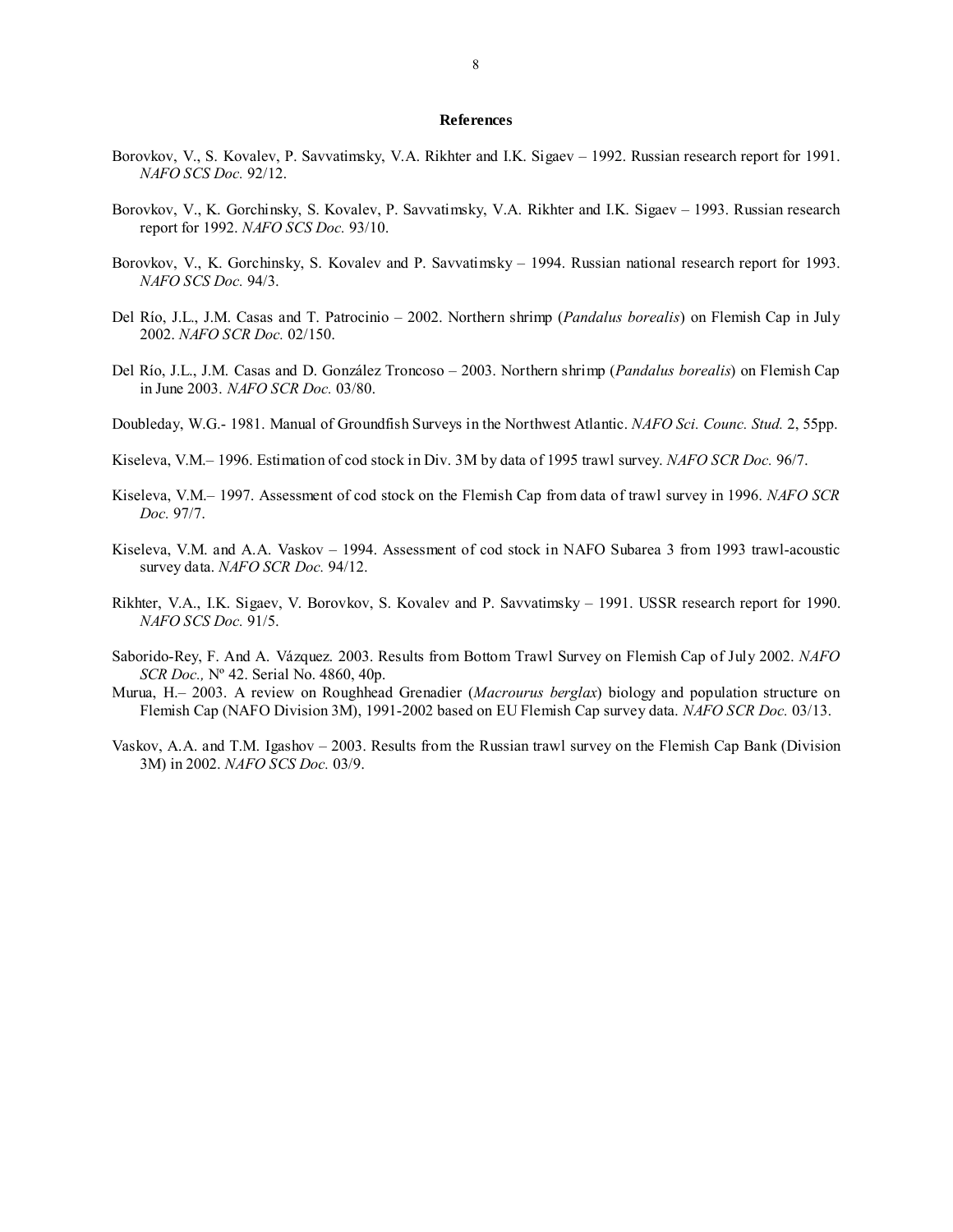## References

Borovkov, V., S. Kovalev, P. Savvatimsky, V.A. Rikhter and I.K. Sigaev – 1992. Russian research report for 1991. *NAFO SCS Doc.* 92/12.

Borovkov, V., K. Gorchinsky, S. Kovalev, P. Savvatimsky, V.A. Rikhter and I.K. Sigaev – 1993. Russian research report for 1992. *NAFO SCS Doc.* 93/10.

Borovkov, V., K. Gorchinsky, S. Kovalev and P. Savvatimsky – 1994. Russian national research report for 1993. *NAFO SCS Doc.* 94/3.

Del Río, J.L., J.M. Casas and T. Patrocinio – 2002. Northern shrimp (*Pandalus borealis*) on Flemish Cap in July 2002. *NAFO SCR Doc.* 02/150.

Del Río, J.L., J.M. Casas and D. González Troncoso – 2003. Northern shrimp (*Pandalus borealis*) on Flemish Cap in June 2003. *NAFO SCR Doc.* 03/80.

Doubleday, W.G.- 1981. Manual of Groundfish Surveys in the Northwest Atlantic. *NAFO Sci. Counc. Stud.* 2, 55pp.

Kiseleva, V.M.– 1996. Estimation of cod stock in Div. 3M by data of 1995 trawl survey. *NAFO SCR Doc.* 96/7.

Kiseleva, V.M.– 1997. Assessment of cod stock on the Flemish Cap from data of trawl survey in 1996. *NAFO SCR Doc.* 97/7.

Kiseleva, V.M. and A.A. Vaskov – 1994. Assessment of cod stock in NAFO Subarea 3 from 1993 trawl-acoustic survey data. *NAFO SCR Doc.* 94/12.

Rikhter, V.A., I.K. Sigaev, V. Borovkov, S. Kovalev and P. Savvatimsky – 1991. USSR research report for 1990. *NAFO SCS Doc.* 91/5.

Saborido-Rey, F. And A. Vázquez. 2003. Results from Bottom Trawl Survey on Flemish Cap of July 2002. *NAFO SCR Doc.,* Nº 42. Serial No. 4860, 40p.

Murua, H.– 2003. A review on Roughhead Grenadier (*Macrourus berglax*) biology and population structure on Flemish Cap (NAFO Division 3M), 1991-2002 based on EU Flemish Cap survey data. *NAFO SCR Doc.* 03/13.

Vaskov, A.A. and T.M. Igashov – 2003. Results from the Russian trawl survey on the Flemish Cap Bank (Division 3M) in 2002. *NAFO SCS Doc.* 03/9.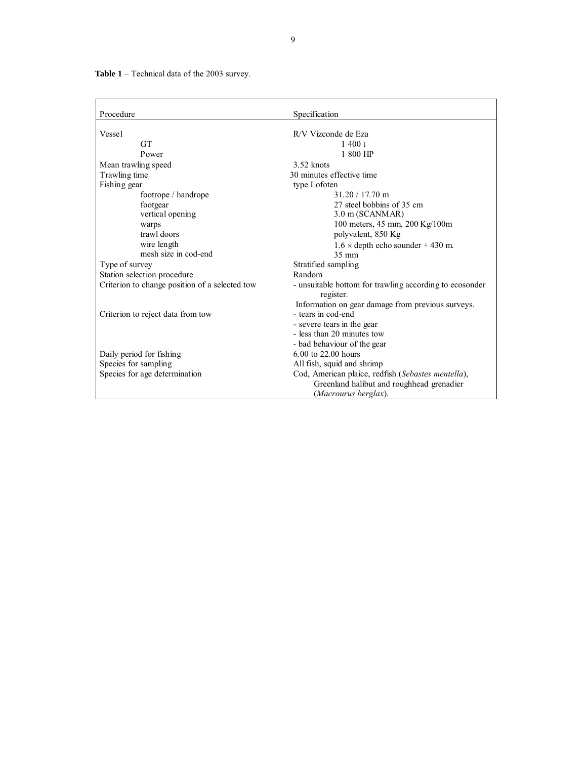**Table 1** – Technical data of the 2003 survey.

| Procedure | Specification |
| --- | --- |
| Vessel | R/V Vizconde de Eza |
| GT | 1 400 t |
| Power | 1 800 HP |
| Mean trawling speed | 3.52 knots |
| Trawling time | 30 minutes effective time |
| Fishing gear | type Lofoten |
| footrope / handrope | 31.20 / 17.70 m |
| footgear | 27 steel bobbins of 35 cm |
| vertical opening | 3.0 m (SCANMAR) |
| warps | 100 meters, 45 mm, 200 Kg/100m |
| trawl doors | polyvalent, 850 Kg |
| wire length | 1.6 × depth echo sounder + 430 m. |
| mesh size in cod-end | 35 mm |
| Type of survey | Stratified sampling |
| Station selection procedure | Random |
| Criterion to change position of a selected tow | - unsuitable bottom for trawling according to ecosonder register.<br>Information on gear damage from previous surveys. |
| Criterion to reject data from tow | - tears in cod-end<br>- severe tears in the gear<br>- less than 20 minutes tow<br>- bad behaviour of the gear |
| Daily period for fishing | 6.00 to 22.00 hours |
| Species for sampling | All fish, squid and shrimp |
| Species for age determination | Cod, American plaice, redfish (*Sebastes mentella*), Greenland halibut and roughhead grenadier (*Macrourus berglax*). |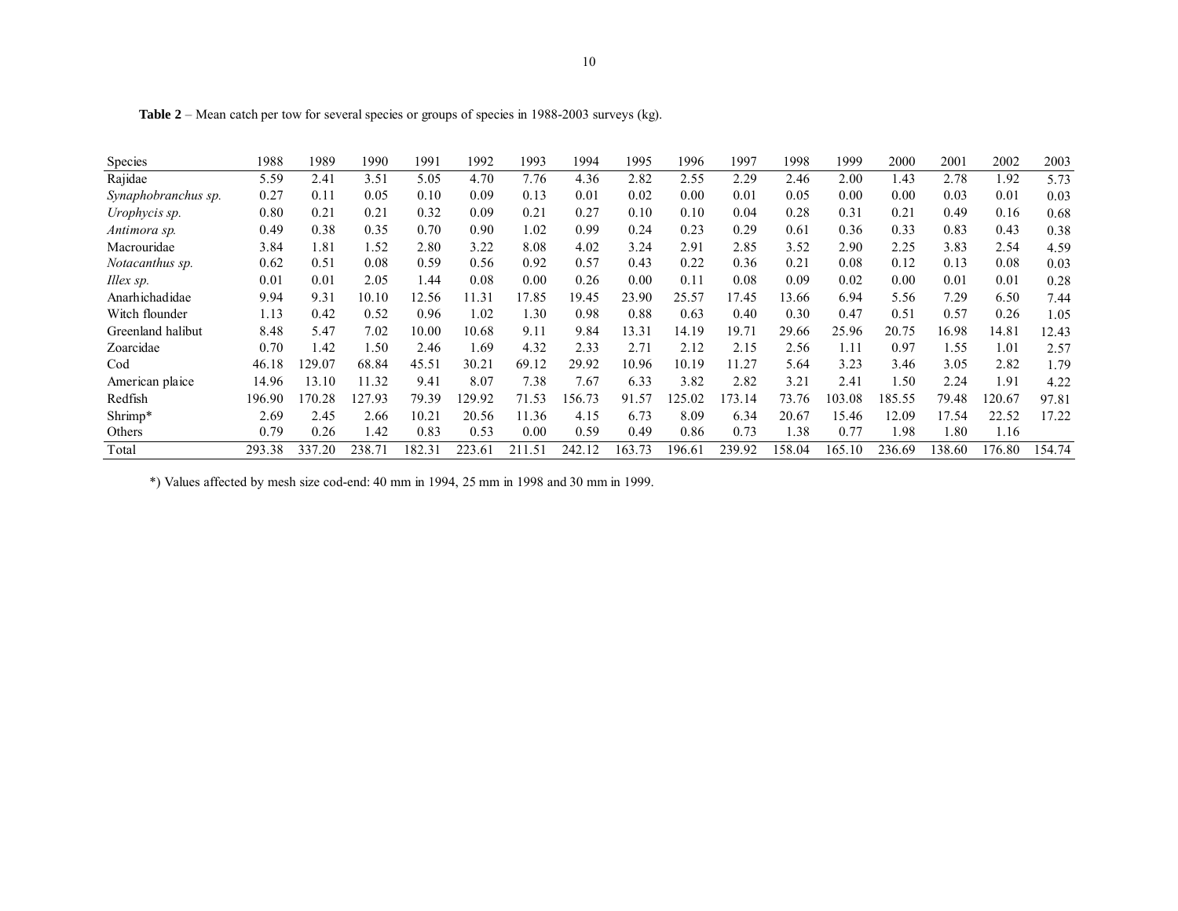**Table 2** – Mean catch per tow for several species or groups of species in 1988-2003 surveys (kg).

| Species | 1988 | 1989 | 1990 | 1991 | 1992 | 1993 | 1994 | 1995 | 1996 | 1997 | 1998 | 1999 | 2000 | 2001 | 2002 | 2003 |
|---|---|---|---|---|---|---|---|---|---|---|---|---|---|---|---|---|
| Rajidae | 5.59 | 2.41 | 3.51 | 5.05 | 4.70 | 7.76 | 4.36 | 2.82 | 2.55 | 2.29 | 2.46 | 2.00 | 1.43 | 2.78 | 1.92 | 5.73 |
| *Synaphobranchus sp.* | 0.27 | 0.11 | 0.05 | 0.10 | 0.09 | 0.13 | 0.01 | 0.02 | 0.00 | 0.01 | 0.05 | 0.00 | 0.00 | 0.03 | 0.01 | 0.03 |
| *Urophycis sp.* | 0.80 | 0.21 | 0.21 | 0.32 | 0.09 | 0.21 | 0.27 | 0.10 | 0.10 | 0.04 | 0.28 | 0.31 | 0.21 | 0.49 | 0.16 | 0.68 |
| *Antimora sp.* | 0.49 | 0.38 | 0.35 | 0.70 | 0.90 | 1.02 | 0.99 | 0.24 | 0.23 | 0.29 | 0.61 | 0.36 | 0.33 | 0.83 | 0.43 | 0.38 |
| Macrouridae | 3.84 | 1.81 | 1.52 | 2.80 | 3.22 | 8.08 | 4.02 | 3.24 | 2.91 | 2.85 | 3.52 | 2.90 | 2.25 | 3.83 | 2.54 | 4.59 |
| *Notacanthus sp.* | 0.62 | 0.51 | 0.08 | 0.59 | 0.56 | 0.92 | 0.57 | 0.43 | 0.22 | 0.36 | 0.21 | 0.08 | 0.12 | 0.13 | 0.08 | 0.03 |
| *Illex sp.* | 0.01 | 0.01 | 2.05 | 1.44 | 0.08 | 0.00 | 0.26 | 0.00 | 0.11 | 0.08 | 0.09 | 0.02 | 0.00 | 0.01 | 0.01 | 0.28 |
| Anarhichadidae | 9.94 | 9.31 | 10.10 | 12.56 | 11.31 | 17.85 | 19.45 | 23.90 | 25.57 | 17.45 | 13.66 | 6.94 | 5.56 | 7.29 | 6.50 | 7.44 |
| Witch flounder | 1.13 | 0.42 | 0.52 | 0.96 | 1.02 | 1.30 | 0.98 | 0.88 | 0.63 | 0.40 | 0.30 | 0.47 | 0.51 | 0.57 | 0.26 | 1.05 |
| Greenland halibut | 8.48 | 5.47 | 7.02 | 10.00 | 10.68 | 9.11 | 9.84 | 13.31 | 14.19 | 19.71 | 29.66 | 25.96 | 20.75 | 16.98 | 14.81 | 12.43 |
| Zoarcidae | 0.70 | 1.42 | 1.50 | 2.46 | 1.69 | 4.32 | 2.33 | 2.71 | 2.12 | 2.15 | 2.56 | 1.11 | 0.97 | 1.55 | 1.01 | 2.57 |
| Cod | 46.18 | 129.07 | 68.84 | 45.51 | 30.21 | 69.12 | 29.92 | 10.96 | 10.19 | 11.27 | 5.64 | 3.23 | 3.46 | 3.05 | 2.82 | 1.79 |
| American plaice | 14.96 | 13.10 | 11.32 | 9.41 | 8.07 | 7.38 | 7.67 | 6.33 | 3.82 | 2.82 | 3.21 | 2.41 | 1.50 | 2.24 | 1.91 | 4.22 |
| Redfish | 196.90 | 170.28 | 127.93 | 79.39 | 129.92 | 71.53 | 156.73 | 91.57 | 125.02 | 173.14 | 73.76 | 103.08 | 185.55 | 79.48 | 120.67 | 97.81 |
| Shrimp* | 2.69 | 2.45 | 2.66 | 10.21 | 20.56 | 11.36 | 4.15 | 6.73 | 8.09 | 6.34 | 20.67 | 15.46 | 12.09 | 17.54 | 22.52 | 17.22 |
| Others | 0.79 | 0.26 | 1.42 | 0.83 | 0.53 | 0.00 | 0.59 | 0.49 | 0.86 | 0.73 | 1.38 | 0.77 | 1.98 | 1.80 | 1.16 | |
| Total | 293.38 | 337.20 | 238.71 | 182.31 | 223.61 | 211.51 | 242.12 | 163.73 | 196.61 | 239.92 | 158.04 | 165.10 | 236.69 | 138.60 | 176.80 | 154.74 |

*) Values affected by mesh size cod-end: 40 mm in 1994, 25 mm in 1998 and 30 mm in 1999.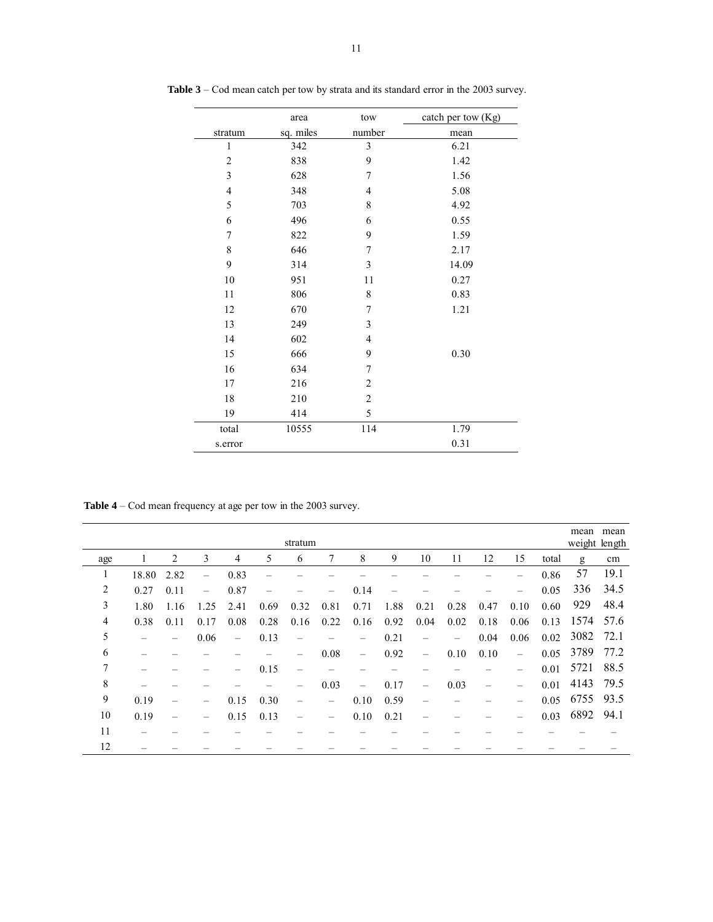**Table 3** – Cod mean catch per tow by strata and its standard error in the 2003 survey.

| stratum | area sq. miles | tow number | catch per tow (Kg) mean |
|---|---|---|---|
| 1 | 342 | 3 | 6.21 |
| 2 | 838 | 9 | 1.42 |
| 3 | 628 | 7 | 1.56 |
| 4 | 348 | 4 | 5.08 |
| 5 | 703 | 8 | 4.92 |
| 6 | 496 | 6 | 0.55 |
| 7 | 822 | 9 | 1.59 |
| 8 | 646 | 7 | 2.17 |
| 9 | 314 | 3 | 14.09 |
| 10 | 951 | 11 | 0.27 |
| 11 | 806 | 8 | 0.83 |
| 12 | 670 | 7 | 1.21 |
| 13 | 249 | 3 | |
| 14 | 602 | 4 | |
| 15 | 666 | 9 | 0.30 |
| 16 | 634 | 7 | |
| 17 | 216 | 2 | |
| 18 | 210 | 2 | |
| 19 | 414 | 5 | |
| total | 10555 | 114 | 1.79 |
| s.error | | | 0.31 |

**Table 4** – Cod mean frequency at age per tow in the 2003 survey.

| | stratum | | | | | | | | | | | | | | mean weight | mean length |
|---|---|---|---|---|---|---|---|---|---|---|---|---|---|---|---|---|
| age | 1 | 2 | 3 | 4 | 5 | 6 | 7 | 8 | 9 | 10 | 11 | 12 | 15 | total | g | cm |
| 1 | 18.80 | 2.82 | – | 0.83 | – | – | – | – | – | – | – | – | – | 0.86 | 57 | 19.1 |
| 2 | 0.27 | 0.11 | – | 0.87 | – | – | – | 0.14 | – | – | – | – | – | 0.05 | 336 | 34.5 |
| 3 | 1.80 | 1.16 | 1.25 | 2.41 | 0.69 | 0.32 | 0.81 | 0.71 | 1.88 | 0.21 | 0.28 | 0.47 | 0.10 | 0.60 | 929 | 48.4 |
| 4 | 0.38 | 0.11 | 0.17 | 0.08 | 0.28 | 0.16 | 0.22 | 0.16 | 0.92 | 0.04 | 0.02 | 0.18 | 0.06 | 0.13 | 1574 | 57.6 |
| 5 | – | – | 0.06 | – | 0.13 | – | – | – | 0.21 | – | – | 0.04 | 0.06 | 0.02 | 3082 | 72.1 |
| 6 | – | – | – | – | – | – | – | 0.08 | – | 0.92 | – | 0.10 | 0.10 | – | 0.05 | 3789 | 77.2 |
| 7 | – | – | – | – | 0.15 | – | – | – | – | – | – | – | – | 0.01 | 5721 | 88.5 |
| 8 | – | – | – | – | – | – | 0.03 | – | 0.17 | – | 0.03 | – | – | 0.01 | 4143 | 79.5 |
| 9 | 0.19 | – | – | 0.15 | 0.30 | – | – | 0.10 | 0.59 | – | – | – | – | 0.05 | 6755 | 93.5 |
| 10 | 0.19 | – | – | 0.15 | 0.13 | – | – | 0.10 | 0.21 | – | – | – | – | 0.03 | 6892 | 94.1 |
| 11 | – | – | – | – | – | – | – | – | – | – | – | – | – | – | – | – |
| 12 | – | – | – | – | – | – | – | – | – | – | – | – | – | – | – | – |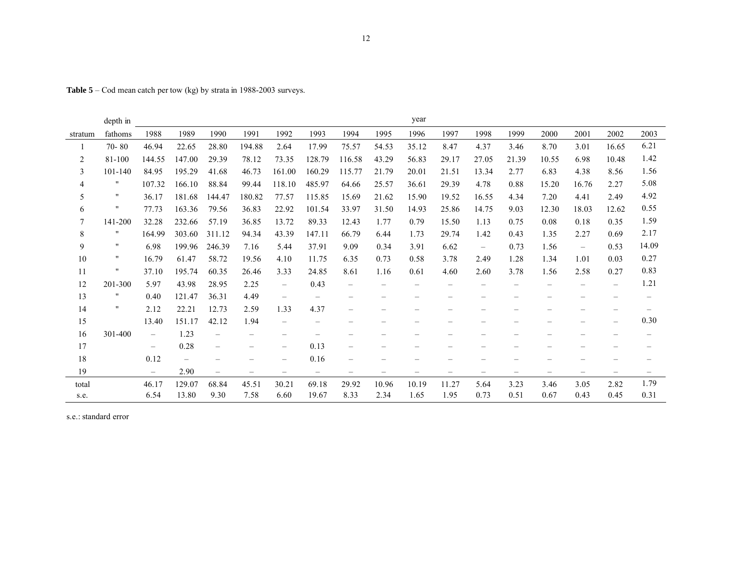**Table 5** – Cod mean catch per tow (kg) by strata in 1988-2003 surveys.

| | depth in | year | | | | | | | | | | | | | | | |
|---|---|---|---|---|---|---|---|---|---|---|---|---|---|---|---|---|---|
| stratum | fathoms | 1988 | 1989 | 1990 | 1991 | 1992 | 1993 | 1994 | 1995 | 1996 | 1997 | 1998 | 1999 | 2000 | 2001 | 2002 | 2003 |
| 1 | 70- 80 | 46.94 | 22.65 | 28.80 | 194.88 | 2.64 | 17.99 | 75.57 | 54.53 | 35.12 | 8.47 | 4.37 | 3.46 | 8.70 | 3.01 | 16.65 | 6.21 |
| 2 | 81-100 | 144.55 | 147.00 | 29.39 | 78.12 | 73.35 | 128.79 | 116.58 | 43.29 | 56.83 | 29.17 | 27.05 | 21.39 | 10.55 | 6.98 | 10.48 | 1.42 |
| 3 | 101-140 | 84.95 | 195.29 | 41.68 | 46.73 | 161.00 | 160.29 | 115.77 | 21.79 | 20.01 | 21.51 | 13.34 | 2.77 | 6.83 | 4.38 | 8.56 | 1.56 |
| 4 | " | 107.32 | 166.10 | 88.84 | 99.44 | 118.10 | 485.97 | 64.66 | 25.57 | 36.61 | 29.39 | 4.78 | 0.88 | 15.20 | 16.76 | 2.27 | 5.08 |
| 5 | " | 36.17 | 181.68 | 144.47 | 180.82 | 77.57 | 115.85 | 15.69 | 21.62 | 15.90 | 19.52 | 16.55 | 4.34 | 7.20 | 4.41 | 2.49 | 4.92 |
| 6 | " | 77.73 | 163.36 | 79.56 | 36.83 | 22.92 | 101.54 | 33.97 | 31.50 | 14.93 | 25.86 | 14.75 | 9.03 | 12.30 | 18.03 | 12.62 | 0.55 |
| 7 | 141-200 | 32.28 | 232.66 | 57.19 | 36.85 | 13.72 | 89.33 | 12.43 | 1.77 | 0.79 | 15.50 | 1.13 | 0.75 | 0.08 | 0.18 | 0.35 | 1.59 |
| 8 | " | 164.99 | 303.60 | 311.12 | 94.34 | 43.39 | 147.11 | 66.79 | 6.44 | 1.73 | 29.74 | 1.42 | 0.43 | 1.35 | 2.27 | 0.69 | 2.17 |
| 9 | " | 6.98 | 199.96 | 246.39 | 7.16 | 5.44 | 37.91 | 9.09 | 0.34 | 3.91 | 6.62 | – | 0.73 | 1.56 | – | 0.53 | 14.09 |
| 10 | " | 16.79 | 61.47 | 58.72 | 19.56 | 4.10 | 11.75 | 6.35 | 0.73 | 0.58 | 3.78 | 2.49 | 1.28 | 1.34 | 1.01 | 0.03 | 0.27 |
| 11 | " | 37.10 | 195.74 | 60.35 | 26.46 | 3.33 | 24.85 | 8.61 | 1.16 | 0.61 | 4.60 | 2.60 | 3.78 | 1.56 | 2.58 | 0.27 | 0.83 |
| 12 | 201-300 | 5.97 | 43.98 | 28.95 | 2.25 | – | 0.43 | – | – | – | – | – | – | – | – | – | 1.21 |
| 13 | " | 0.40 | 121.47 | 36.31 | 4.49 | – | – | – | – | – | – | – | – | – | – | – | – |
| 14 | " | 2.12 | 22.21 | 12.73 | 2.59 | 1.33 | 4.37 | – | – | – | – | – | – | – | – | – | – |
| 15 | | 13.40 | 151.17 | 42.12 | 1.94 | – | – | – | – | – | – | – | – | – | – | – | 0.30 |
| 16 | 301-400 | – | 1.23 | – | – | – | – | – | – | – | – | – | – | – | – | – | – |
| 17 | | – | 0.28 | – | – | – | 0.13 | – | – | – | – | – | – | – | – | – | – |
| 18 | | 0.12 | – | – | – | – | 0.16 | – | – | – | – | – | – | – | – | – | – |
| 19 | | – | 2.90 | – | – | – | – | – | – | – | – | – | – | – | – | – | – |
| total | | 46.17 | 129.07 | 68.84 | 45.51 | 30.21 | 69.18 | 29.92 | 10.96 | 10.19 | 11.27 | 5.64 | 3.23 | 3.46 | 3.05 | 2.82 | 1.79 |
| s.e. | | 6.54 | 13.80 | 9.30 | 7.58 | 6.60 | 19.67 | 8.33 | 2.34 | 1.65 | 1.95 | 0.73 | 0.51 | 0.67 | 0.43 | 0.45 | 0.31 |

s.e.: standard error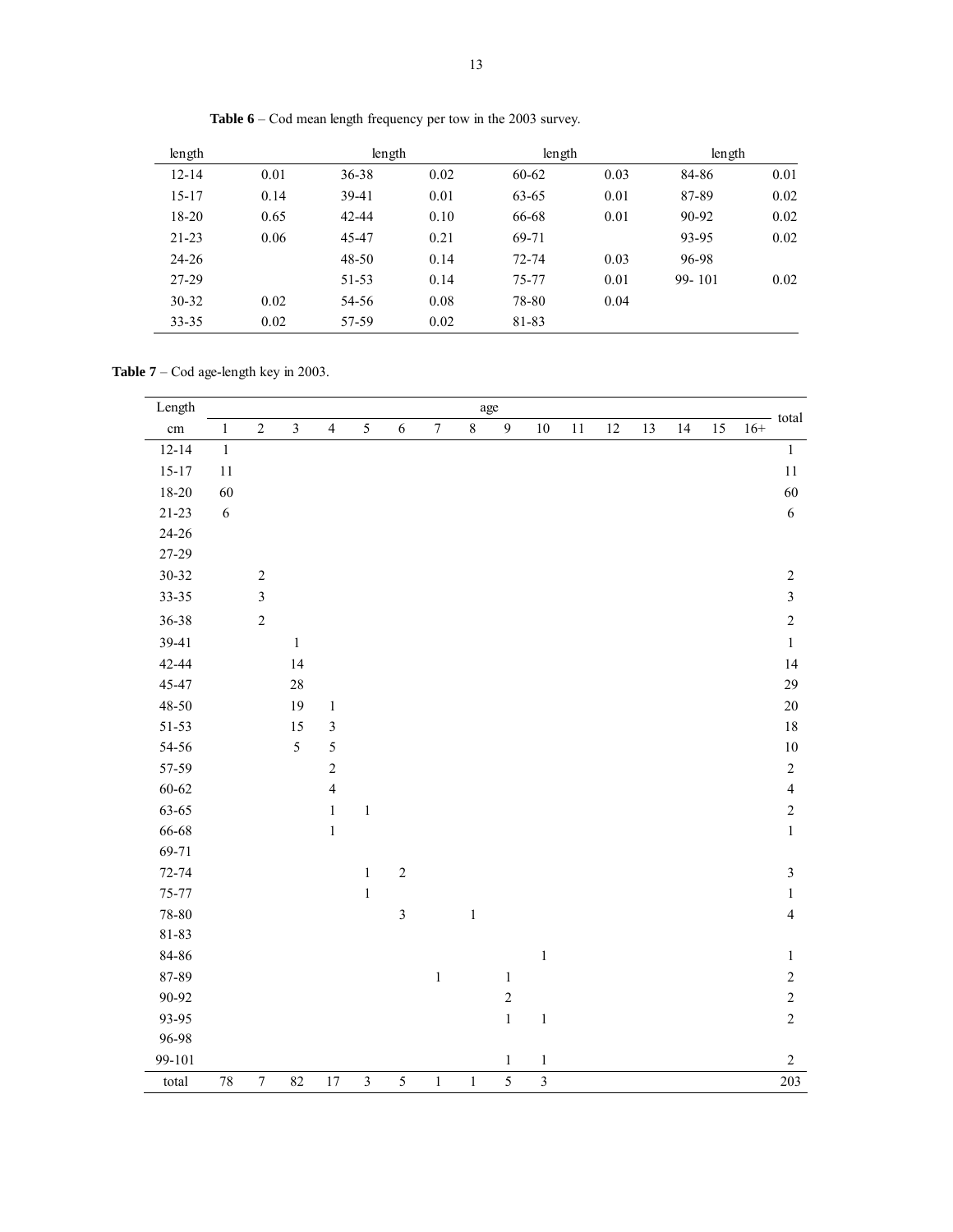**Table 6** – Cod mean length frequency per tow in the 2003 survey.

| length | | length | | length | | length | |
|---|---|---|---|---|---|---|---|
| 12-14 | 0.01 | 36-38 | 0.02 | 60-62 | 0.03 | 84-86 | 0.01 |
| 15-17 | 0.14 | 39-41 | 0.01 | 63-65 | 0.01 | 87-89 | 0.02 |
| 18-20 | 0.65 | 42-44 | 0.10 | 66-68 | 0.01 | 90-92 | 0.02 |
| 21-23 | 0.06 | 45-47 | 0.21 | 69-71 | | 93-95 | 0.02 |
| 24-26 | | 48-50 | 0.14 | 72-74 | 0.03 | 96-98 | |
| 27-29 | | 51-53 | 0.14 | 75-77 | 0.01 | 99- 101 | 0.02 |
| 30-32 | 0.02 | 54-56 | 0.08 | 78-80 | 0.04 | | |
| 33-35 | 0.02 | 57-59 | 0.02 | 81-83 | | | |

**Table 7** – Cod age-length key in 2003.

| Length | age | | | | | | | | | | | | | | | | total |
|---|---|---|---|---|---|---|---|---|---|---|---|---|---|---|---|---|---|
| cm | 1 | 2 | 3 | 4 | 5 | 6 | 7 | 8 | 9 | 10 | 11 | 12 | 13 | 14 | 15 | 16+ | |
| 12-14 | 1 | | | | | | | | | | | | | | | | 1 |
| 15-17 | 11 | | | | | | | | | | | | | | | | 11 |
| 18-20 | 60 | | | | | | | | | | | | | | | | 60 |
| 21-23 | 6 | | | | | | | | | | | | | | | | 6 |
| 24-26 | | | | | | | | | | | | | | | | | |
| 27-29 | | | | | | | | | | | | | | | | | |
| 30-32 | | 2 | | | | | | | | | | | | | | | 2 |
| 33-35 | | 3 | | | | | | | | | | | | | | | 3 |
| 36-38 | | 2 | | | | | | | | | | | | | | | 2 |
| 39-41 | | | 1 | | | | | | | | | | | | | | 1 |
| 42-44 | | | 14 | | | | | | | | | | | | | | 14 |
| 45-47 | | | 28 | | | | | | | | | | | | | | 29 |
| 48-50 | | | 19 | 1 | | | | | | | | | | | | | 20 |
| 51-53 | | | 15 | 3 | | | | | | | | | | | | | 18 |
| 54-56 | | | 5 | 5 | | | | | | | | | | | | | 10 |
| 57-59 | | | | 2 | | | | | | | | | | | | | 2 |
| 60-62 | | | | 4 | | | | | | | | | | | | | 4 |
| 63-65 | | | | 1 | 1 | | | | | | | | | | | | 2 |
| 66-68 | | | | 1 | | | | | | | | | | | | | 1 |
| 69-71 | | | | | | | | | | | | | | | | | |
| 72-74 | | | | | 1 | 2 | | | | | | | | | | | 3 |
| 75-77 | | | | | 1 | | | | | | | | | | | | 1 |
| 78-80 | | | | | | 3 | | 1 | | | | | | | | | 4 |
| 81-83 | | | | | | | | | | | | | | | | | |
| 84-86 | | | | | | | | | | 1 | | | | | | | 1 |
| 87-89 | | | | | | | 1 | | 1 | | | | | | | | 2 |
| 90-92 | | | | | | | | | 2 | | | | | | | | 2 |
| 93-95 | | | | | | | | | 1 | 1 | | | | | | | 2 |
| 96-98 | | | | | | | | | | | | | | | | | |
| 99-101 | | | | | | | | | 1 | 1 | | | | | | | 2 |
| total | 78 | 7 | 82 | 17 | 3 | 5 | 1 | 1 | 5 | 3 | | | | | | | 203 |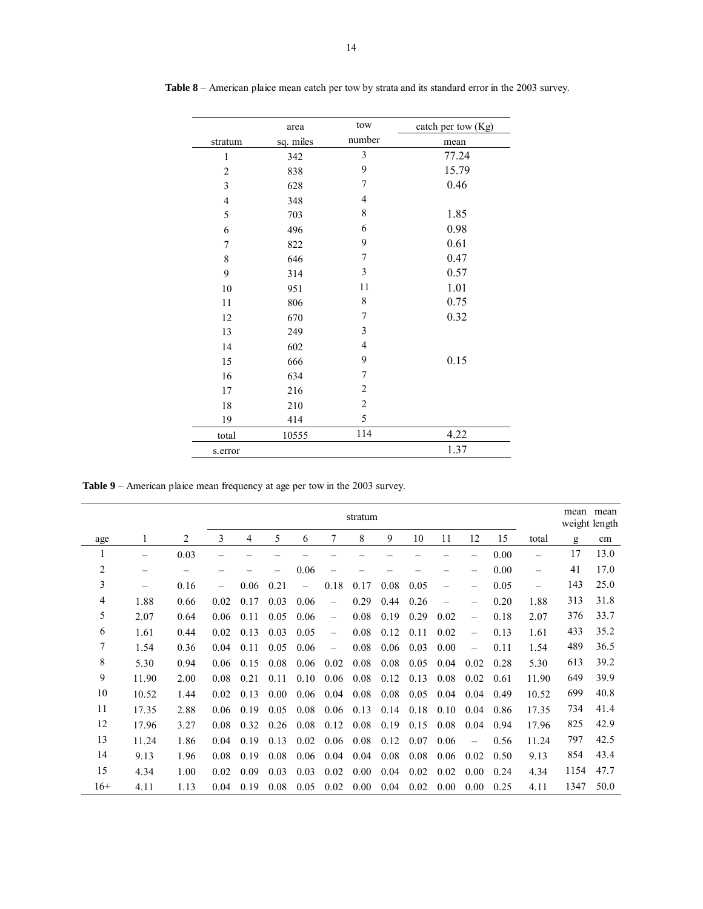**Table 8** – American plaice mean catch per tow by strata and its standard error in the 2003 survey.

| stratum | area sq. miles | tow number | catch per tow (Kg) mean |
|---|---|---|---|
| 1 | 342 | 3 | 77.24 |
| 2 | 838 | 9 | 15.79 |
| 3 | 628 | 7 | 0.46 |
| 4 | 348 | 4 | |
| 5 | 703 | 8 | 1.85 |
| 6 | 496 | 6 | 0.98 |
| 7 | 822 | 9 | 0.61 |
| 8 | 646 | 7 | 0.47 |
| 9 | 314 | 3 | 0.57 |
| 10 | 951 | 11 | 1.01 |
| 11 | 806 | 8 | 0.75 |
| 12 | 670 | 7 | 0.32 |
| 13 | 249 | 3 | |
| 14 | 602 | 4 | |
| 15 | 666 | 9 | 0.15 |
| 16 | 634 | 7 | |
| 17 | 216 | 2 | |
| 18 | 210 | 2 | |
| 19 | 414 | 5 | |
| total | 10555 | 114 | 4.22 |
| s.error | | | 1.37 |

**Table 9** – American plaice mean frequency at age per tow in the 2003 survey.

| | stratum | | | | | | | | | | | | | | mean weight | mean length |
|---|---|---|---|---|---|---|---|---|---|---|---|---|---|---|---|---|
| age | 1 | 2 | 3 | 4 | 5 | 6 | 7 | 8 | 9 | 10 | 11 | 12 | 15 | total | g | cm |
| 1 | – | 0.03 | – | – | – | – | – | – | – | – | – | – | 0.00 | – | 17 | 13.0 |
| 2 | – | – | – | – | – | 0.06 | – | – | – | – | – | – | 0.00 | – | 41 | 17.0 |
| 3 | – | 0.16 | – | 0.06 | 0.21 | – | 0.18 | 0.17 | 0.08 | 0.05 | – | – | 0.05 | – | 143 | 25.0 |
| 4 | 1.88 | 0.66 | 0.02 | 0.17 | 0.03 | 0.06 | – | 0.29 | 0.44 | 0.26 | – | – | 0.20 | 1.88 | 313 | 31.8 |
| 5 | 2.07 | 0.64 | 0.06 | 0.11 | 0.05 | 0.06 | – | 0.08 | 0.19 | 0.29 | 0.02 | – | 0.18 | 2.07 | 376 | 33.7 |
| 6 | 1.61 | 0.44 | 0.02 | 0.13 | 0.03 | 0.05 | – | 0.08 | 0.12 | 0.11 | 0.02 | – | 0.13 | 1.61 | 433 | 35.2 |
| 7 | 1.54 | 0.36 | 0.04 | 0.11 | 0.05 | 0.06 | – | 0.08 | 0.06 | 0.03 | 0.00 | – | 0.11 | 1.54 | 489 | 36.5 |
| 8 | 5.30 | 0.94 | 0.06 | 0.15 | 0.08 | 0.06 | 0.02 | 0.08 | 0.08 | 0.05 | 0.04 | 0.02 | 0.28 | 5.30 | 613 | 39.2 |
| 9 | 11.90 | 2.00 | 0.08 | 0.21 | 0.11 | 0.10 | 0.06 | 0.08 | 0.12 | 0.13 | 0.08 | 0.02 | 0.61 | 11.90 | 649 | 39.9 |
| 10 | 10.52 | 1.44 | 0.02 | 0.13 | 0.00 | 0.06 | 0.04 | 0.08 | 0.08 | 0.05 | 0.04 | 0.04 | 0.49 | 10.52 | 699 | 40.8 |
| 11 | 17.35 | 2.88 | 0.06 | 0.19 | 0.05 | 0.08 | 0.06 | 0.13 | 0.14 | 0.18 | 0.10 | 0.04 | 0.86 | 17.35 | 734 | 41.4 |
| 12 | 17.96 | 3.27 | 0.08 | 0.32 | 0.26 | 0.08 | 0.12 | 0.08 | 0.19 | 0.15 | 0.08 | 0.04 | 0.94 | 17.96 | 825 | 42.9 |
| 13 | 11.24 | 1.86 | 0.04 | 0.19 | 0.13 | 0.02 | 0.06 | 0.08 | 0.12 | 0.07 | 0.06 | – | 0.56 | 11.24 | 797 | 42.5 |
| 14 | 9.13 | 1.96 | 0.08 | 0.19 | 0.08 | 0.06 | 0.04 | 0.04 | 0.08 | 0.08 | 0.06 | 0.02 | 0.50 | 9.13 | 854 | 43.4 |
| 15 | 4.34 | 1.00 | 0.02 | 0.09 | 0.03 | 0.03 | 0.02 | 0.00 | 0.04 | 0.02 | 0.02 | 0.00 | 0.24 | 4.34 | 1154 | 47.7 |
| 16+ | 4.11 | 1.13 | 0.04 | 0.19 | 0.08 | 0.05 | 0.02 | 0.00 | 0.04 | 0.02 | 0.00 | 0.00 | 0.25 | 4.11 | 1347 | 50.0 |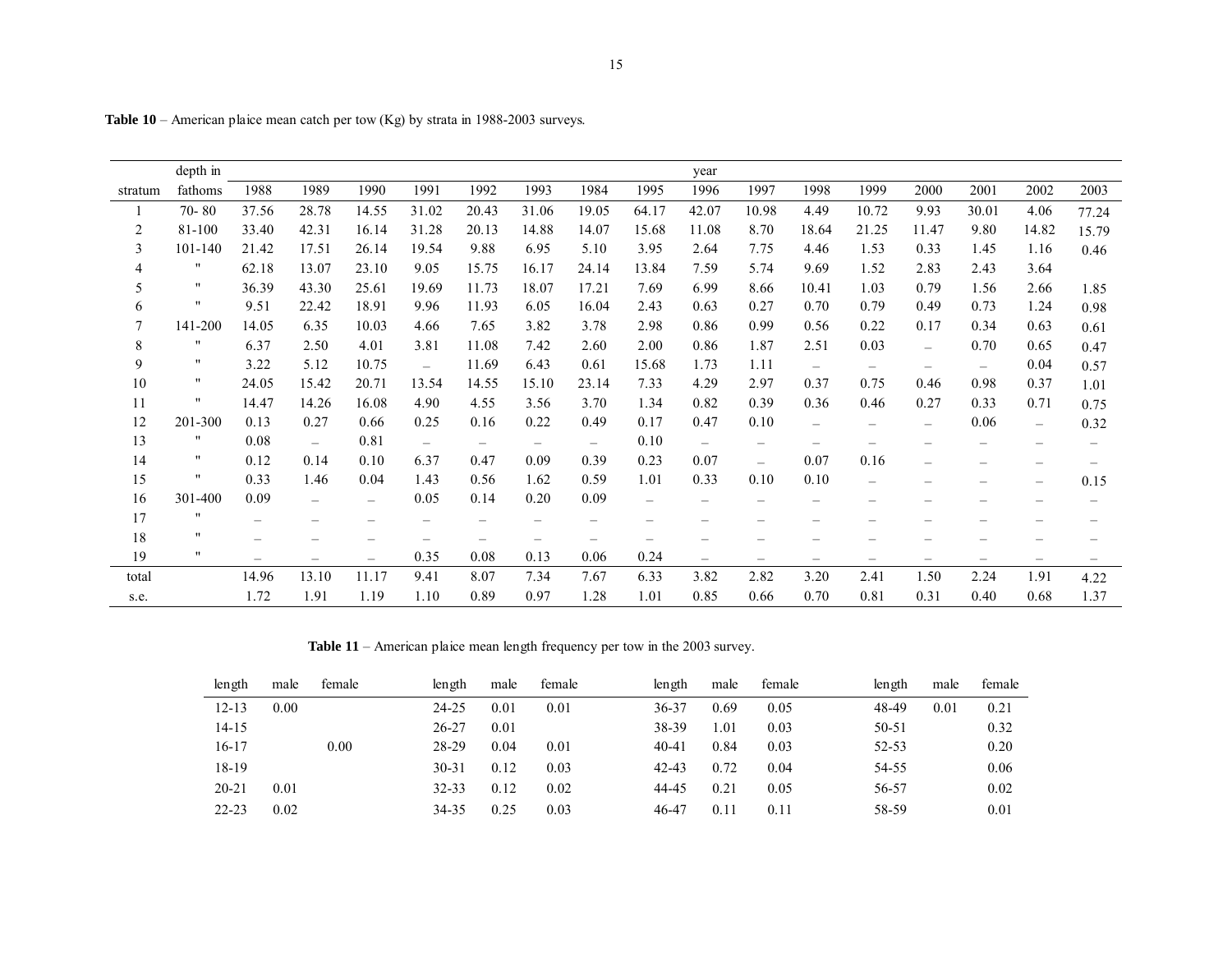**Table 10** – American plaice mean catch per tow (Kg) by strata in 1988-2003 surveys.

| stratum | depth in fathoms | 1988 | 1989 | 1990 | 1991 | 1992 | 1993 | 1984 | 1995 | 1996 | 1997 | 1998 | 1999 | 2000 | 2001 | 2002 | 2003 |
|---|---|---|---|---|---|---|---|---|---|---|---|---|---|---|---|---|---|
| 1 | 70- 80 | 37.56 | 28.78 | 14.55 | 31.02 | 20.43 | 31.06 | 19.05 | 64.17 | 42.07 | 10.98 | 4.49 | 10.72 | 9.93 | 30.01 | 4.06 | 77.24 |
| 2 | 81-100 | 33.40 | 42.31 | 16.14 | 31.28 | 20.13 | 14.88 | 14.07 | 15.68 | 11.08 | 8.70 | 18.64 | 21.25 | 11.47 | 9.80 | 14.82 | 15.79 |
| 3 | 101-140 | 21.42 | 17.51 | 26.14 | 19.54 | 9.88 | 6.95 | 5.10 | 3.95 | 2.64 | 7.75 | 4.46 | 1.53 | 0.33 | 1.45 | 1.16 | 0.46 |
| 4 | " | 62.18 | 13.07 | 23.10 | 9.05 | 15.75 | 16.17 | 24.14 | 13.84 | 7.59 | 5.74 | 9.69 | 1.52 | 2.83 | 2.43 | 3.64 | |
| 5 | " | 36.39 | 43.30 | 25.61 | 19.69 | 11.73 | 18.07 | 17.21 | 7.69 | 6.99 | 8.66 | 10.41 | 1.03 | 0.79 | 1.56 | 2.66 | 1.85 |
| 6 | " | 9.51 | 22.42 | 18.91 | 9.96 | 11.93 | 6.05 | 16.04 | 2.43 | 0.63 | 0.27 | 0.70 | 0.79 | 0.49 | 0.73 | 1.24 | 0.98 |
| 7 | 141-200 | 14.05 | 6.35 | 10.03 | 4.66 | 7.65 | 3.82 | 3.78 | 2.98 | 0.86 | 0.99 | 0.56 | 0.22 | 0.17 | 0.34 | 0.63 | 0.61 |
| 8 | " | 6.37 | 2.50 | 4.01 | 3.81 | 11.08 | 7.42 | 2.60 | 2.00 | 0.86 | 1.87 | 2.51 | 0.03 | – | 0.70 | 0.65 | 0.47 |
| 9 | " | 3.22 | 5.12 | 10.75 | – | 11.69 | 6.43 | 0.61 | 15.68 | 1.73 | 1.11 | – | – | – | – | 0.04 | 0.57 |
| 10 | " | 24.05 | 15.42 | 20.71 | 13.54 | 14.55 | 15.10 | 23.14 | 7.33 | 4.29 | 2.97 | 0.37 | 0.75 | 0.46 | 0.98 | 0.37 | 1.01 |
| 11 | " | 14.47 | 14.26 | 16.08 | 4.90 | 4.55 | 3.56 | 3.70 | 1.34 | 0.82 | 0.39 | 0.36 | 0.46 | 0.27 | 0.33 | 0.71 | 0.75 |
| 12 | 201-300 | 0.13 | 0.27 | 0.66 | 0.25 | 0.16 | 0.22 | 0.49 | 0.17 | 0.47 | 0.10 | – | – | – | 0.06 | – | 0.32 |
| 13 | " | 0.08 | – | 0.81 | – | – | – | – | 0.10 | – | – | – | – | – | – | – | – |
| 14 | " | 0.12 | 0.14 | 0.10 | 6.37 | 0.47 | 0.09 | 0.39 | 0.23 | 0.07 | – | 0.07 | 0.16 | – | – | – | – |
| 15 | " | 0.33 | 1.46 | 0.04 | 1.43 | 0.56 | 1.62 | 0.59 | 1.01 | 0.33 | 0.10 | 0.10 | – | – | – | – | 0.15 |
| 16 | 301-400 | 0.09 | – | – | 0.05 | 0.14 | 0.20 | 0.09 | – | – | – | – | – | – | – | – | – |
| 17 | " | – | – | – | – | – | – | – | – | – | – | – | – | – | – | – | – |
| 18 | " | – | – | – | – | – | – | – | – | – | – | – | – | – | – | – | – |
| 19 | " | – | – | – | 0.35 | 0.08 | 0.13 | 0.06 | 0.24 | – | – | – | – | – | – | – | – |
| total | | 14.96 | 13.10 | 11.17 | 9.41 | 8.07 | 7.34 | 7.67 | 6.33 | 3.82 | 2.82 | 3.20 | 2.41 | 1.50 | 2.24 | 1.91 | 4.22 |
| s.e. | | 1.72 | 1.91 | 1.19 | 1.10 | 0.89 | 0.97 | 1.28 | 1.01 | 0.85 | 0.66 | 0.70 | 0.81 | 0.31 | 0.40 | 0.68 | 1.37 |

**Table 11** – American plaice mean length frequency per tow in the 2003 survey.

| length | male | female | length | male | female | length | male | female | length | male | female |
|---|---|---|---|---|---|---|---|---|---|---|---|
| 12-13 | 0.00 | | 24-25 | 0.01 | 0.01 | 36-37 | 0.69 | 0.05 | 48-49 | 0.01 | 0.21 |
| 14-15 | | | 26-27 | 0.01 | | 38-39 | 1.01 | 0.03 | 50-51 | | 0.32 |
| 16-17 | | 0.00 | 28-29 | 0.04 | 0.01 | 40-41 | 0.84 | 0.03 | 52-53 | | 0.20 |
| 18-19 | | | 30-31 | 0.12 | 0.03 | 42-43 | 0.72 | 0.04 | 54-55 | | 0.06 |
| 20-21 | 0.01 | | 32-33 | 0.12 | 0.02 | 44-45 | 0.21 | 0.05 | 56-57 | | 0.02 |
| 22-23 | 0.02 | | 34-35 | 0.25 | 0.03 | 46-47 | 0.11 | 0.11 | 58-59 | | 0.01 |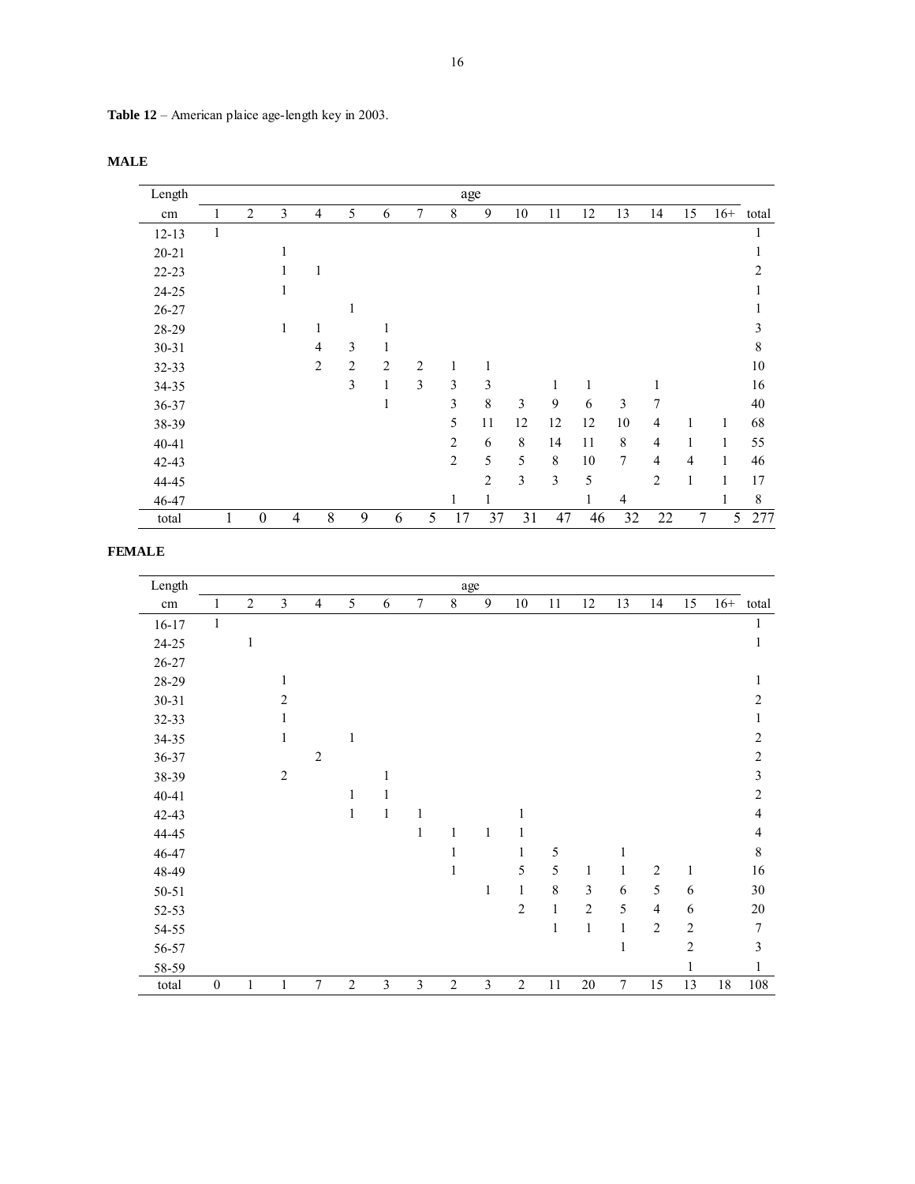**Table 12** – American plaice age-length key in 2003.

**MALE**

| Length | age | | | | | | | | | | | | | | | | |
|---|---|---|---|---|---|---|---|---|---|---|---|---|---|---|---|---|---|
| cm | 1 | 2 | 3 | 4 | 5 | 6 | 7 | 8 | 9 | 10 | 11 | 12 | 13 | 14 | 15 | 16+ | total |
| 12-13 | 1 | | | | | | | | | | | | | | | | 1 |
| 20-21 | | | 1 | | | | | | | | | | | | | | 1 |
| 22-23 | | | 1 | 1 | | | | | | | | | | | | | 2 |
| 24-25 | | | 1 | | | | | | | | | | | | | | 1 |
| 26-27 | | | | | 1 | | | | | | | | | | | | 1 |
| 28-29 | | | 1 | 1 | | 1 | | | | | | | | | | | 3 |
| 30-31 | | | | 4 | 3 | 1 | | | | | | | | | | | 8 |
| 32-33 | | | | 2 | 2 | 2 | 2 | 1 | 1 | | | | | | | | 10 |
| 34-35 | | | | | 3 | 1 | 3 | 3 | 3 | | 1 | 1 | | 1 | | | 16 |
| 36-37 | | | | | | 1 | | 3 | 8 | 3 | 9 | 6 | 3 | 7 | | | 40 |
| 38-39 | | | | | | | | 5 | 11 | 12 | 12 | 12 | 10 | 4 | 1 | 1 | 68 |
| 40-41 | | | | | | | | 2 | 6 | 8 | 14 | 11 | 8 | 4 | 1 | 1 | 55 |
| 42-43 | | | | | | | | 2 | 5 | 5 | 8 | 10 | 7 | 4 | 4 | 1 | 46 |
| 44-45 | | | | | | | | | 2 | 3 | 3 | 5 | | 2 | 1 | 1 | 17 |
| 46-47 | | | | | | | | 1 | 1 | | | 1 | 4 | | | 1 | 8 |
| total | 1 | 0 | 4 | 8 | 9 | 6 | 5 | 17 | 37 | 31 | 47 | 46 | 32 | 22 | 7 | 5 | 277 |

**FEMALE**

| Length | age | | | | | | | | | | | | | | | | |
|---|---|---|---|---|---|---|---|---|---|---|---|---|---|---|---|---|---|
| cm | 1 | 2 | 3 | 4 | 5 | 6 | 7 | 8 | 9 | 10 | 11 | 12 | 13 | 14 | 15 | 16+ | total |
| 16-17 | 1 | | | | | | | | | | | | | | | | 1 |
| 24-25 | | 1 | | | | | | | | | | | | | | | 1 |
| 26-27 | | | | | | | | | | | | | | | | | |
| 28-29 | | | 1 | | | | | | | | | | | | | | 1 |
| 30-31 | | | 2 | | | | | | | | | | | | | | 2 |
| 32-33 | | | 1 | | | | | | | | | | | | | | 1 |
| 34-35 | | | 1 | | 1 | | | | | | | | | | | | 2 |
| 36-37 | | | | 2 | | | | | | | | | | | | | 2 |
| 38-39 | | | 2 | | | 1 | | | | | | | | | | | 3 |
| 40-41 | | | | | 1 | 1 | | | | | | | | | | | 2 |
| 42-43 | | | | | 1 | 1 | 1 | | | 1 | | | | | | | 4 |
| 44-45 | | | | | | | 1 | 1 | 1 | 1 | | | | | | | 4 |
| 46-47 | | | | | | | | 1 | | 1 | 5 | | 1 | | | | 8 |
| 48-49 | | | | | | | | 1 | | 5 | 5 | 1 | 1 | 2 | 1 | | 16 |
| 50-51 | | | | | | | | | 1 | 1 | 8 | 3 | 6 | 5 | 6 | | 30 |
| 52-53 | | | | | | | | | | 2 | 1 | 2 | 5 | 4 | 6 | | 20 |
| 54-55 | | | | | | | | | | | 1 | 1 | 1 | 2 | 2 | | 7 |
| 56-57 | | | | | | | | | | | | | 1 | | 2 | | 3 |
| 58-59 | | | | | | | | | | | | | | | 1 | | 1 |
| total | 0 | 1 | 1 | 7 | 2 | 3 | 3 | 2 | 3 | 2 | 11 | 20 | 7 | 15 | 13 | 18 | 108 |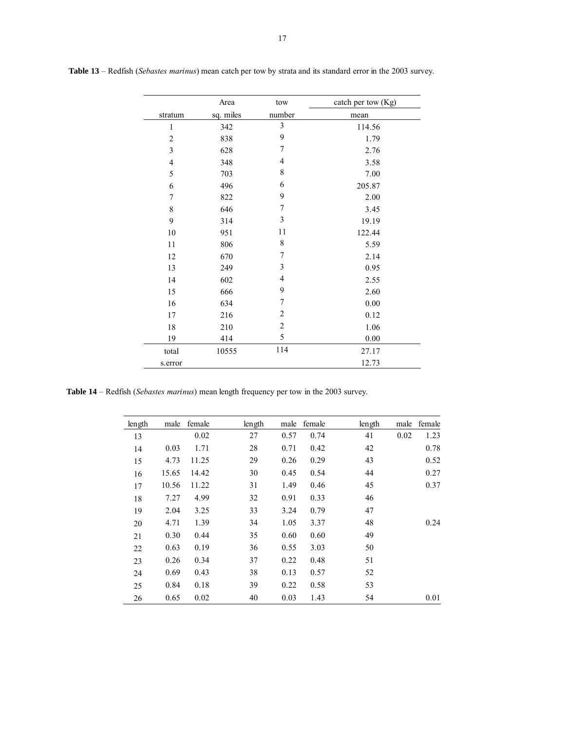**Table 13** – Redfish (*Sebastes marinus*) mean catch per tow by strata and its standard error in the 2003 survey.

| stratum | Area sq. miles | tow number | catch per tow (Kg) mean |
|---|---|---|---|
| 1 | 342 | 3 | 114.56 |
| 2 | 838 | 9 | 1.79 |
| 3 | 628 | 7 | 2.76 |
| 4 | 348 | 4 | 3.58 |
| 5 | 703 | 8 | 7.00 |
| 6 | 496 | 6 | 205.87 |
| 7 | 822 | 9 | 2.00 |
| 8 | 646 | 7 | 3.45 |
| 9 | 314 | 3 | 19.19 |
| 10 | 951 | 11 | 122.44 |
| 11 | 806 | 8 | 5.59 |
| 12 | 670 | 7 | 2.14 |
| 13 | 249 | 3 | 0.95 |
| 14 | 602 | 4 | 2.55 |
| 15 | 666 | 9 | 2.60 |
| 16 | 634 | 7 | 0.00 |
| 17 | 216 | 2 | 0.12 |
| 18 | 210 | 2 | 1.06 |
| 19 | 414 | 5 | 0.00 |
| total | 10555 | 114 | 27.17 |
| s.error | | | 12.73 |

**Table 14** – Redfish (*Sebastes marinus*) mean length frequency per tow in the 2003 survey.

| length | male | female | length | male | female | length | male | female |
|---|---|---|---|---|---|---|---|---|
| 13 | | 0.02 | 27 | 0.57 | 0.74 | 41 | 0.02 | 1.23 |
| 14 | 0.03 | 1.71 | 28 | 0.71 | 0.42 | 42 | | 0.78 |
| 15 | 4.73 | 11.25 | 29 | 0.26 | 0.29 | 43 | | 0.52 |
| 16 | 15.65 | 14.42 | 30 | 0.45 | 0.54 | 44 | | 0.27 |
| 17 | 10.56 | 11.22 | 31 | 1.49 | 0.46 | 45 | | 0.37 |
| 18 | 7.27 | 4.99 | 32 | 0.91 | 0.33 | 46 | | |
| 19 | 2.04 | 3.25 | 33 | 3.24 | 0.79 | 47 | | |
| 20 | 4.71 | 1.39 | 34 | 1.05 | 3.37 | 48 | | 0.24 |
| 21 | 0.30 | 0.44 | 35 | 0.60 | 0.60 | 49 | | |
| 22 | 0.63 | 0.19 | 36 | 0.55 | 3.03 | 50 | | |
| 23 | 0.26 | 0.34 | 37 | 0.22 | 0.48 | 51 | | |
| 24 | 0.69 | 0.43 | 38 | 0.13 | 0.57 | 52 | | |
| 25 | 0.84 | 0.18 | 39 | 0.22 | 0.58 | 53 | | |
| 26 | 0.65 | 0.02 | 40 | 0.03 | 1.43 | 54 | | 0.01 |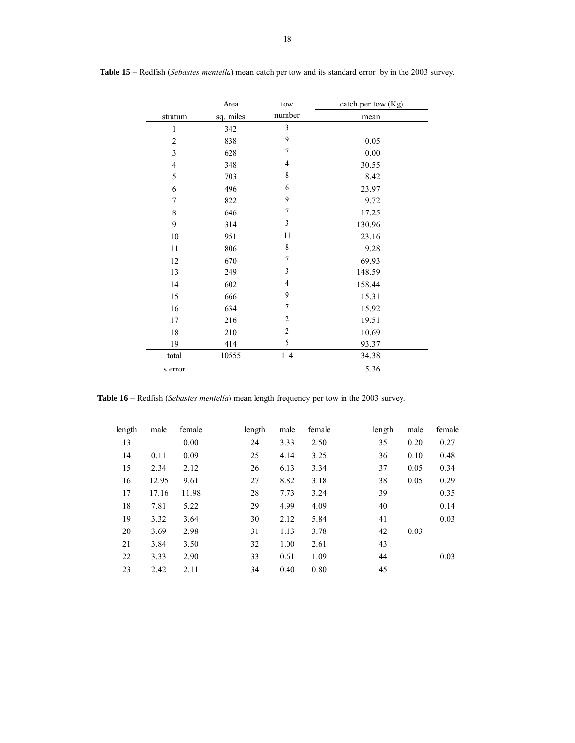**Table 15** – Redfish (*Sebastes mentella*) mean catch per tow and its standard error by in the 2003 survey.

| stratum | Area sq. miles | tow number | catch per tow (Kg) mean |
|---|---|---|---|
| 1 | 342 | 3 | |
| 2 | 838 | 9 | 0.05 |
| 3 | 628 | 7 | 0.00 |
| 4 | 348 | 4 | 30.55 |
| 5 | 703 | 8 | 8.42 |
| 6 | 496 | 6 | 23.97 |
| 7 | 822 | 9 | 9.72 |
| 8 | 646 | 7 | 17.25 |
| 9 | 314 | 3 | 130.96 |
| 10 | 951 | 11 | 23.16 |
| 11 | 806 | 8 | 9.28 |
| 12 | 670 | 7 | 69.93 |
| 13 | 249 | 3 | 148.59 |
| 14 | 602 | 4 | 158.44 |
| 15 | 666 | 9 | 15.31 |
| 16 | 634 | 7 | 15.92 |
| 17 | 216 | 2 | 19.51 |
| 18 | 210 | 2 | 10.69 |
| 19 | 414 | 5 | 93.37 |
| total | 10555 | 114 | 34.38 |
| s.error | | | 5.36 |

**Table 16** – Redfish (*Sebastes mentella*) mean length frequency per tow in the 2003 survey.

| length | male | female | length | male | female | length | male | female |
|---|---|---|---|---|---|---|---|---|
| 13 | | 0.00 | 24 | 3.33 | 2.50 | 35 | 0.20 | 0.27 |
| 14 | 0.11 | 0.09 | 25 | 4.14 | 3.25 | 36 | 0.10 | 0.48 |
| 15 | 2.34 | 2.12 | 26 | 6.13 | 3.34 | 37 | 0.05 | 0.34 |
| 16 | 12.95 | 9.61 | 27 | 8.82 | 3.18 | 38 | 0.05 | 0.29 |
| 17 | 17.16 | 11.98 | 28 | 7.73 | 3.24 | 39 | | 0.35 |
| 18 | 7.81 | 5.22 | 29 | 4.99 | 4.09 | 40 | | 0.14 |
| 19 | 3.32 | 3.64 | 30 | 2.12 | 5.84 | 41 | | 0.03 |
| 20 | 3.69 | 2.98 | 31 | 1.13 | 3.78 | 42 | 0.03 | |
| 21 | 3.84 | 3.50 | 32 | 1.00 | 2.61 | 43 | | |
| 22 | 3.33 | 2.90 | 33 | 0.61 | 1.09 | 44 | | 0.03 |
| 23 | 2.42 | 2.11 | 34 | 0.40 | 0.80 | 45 | | |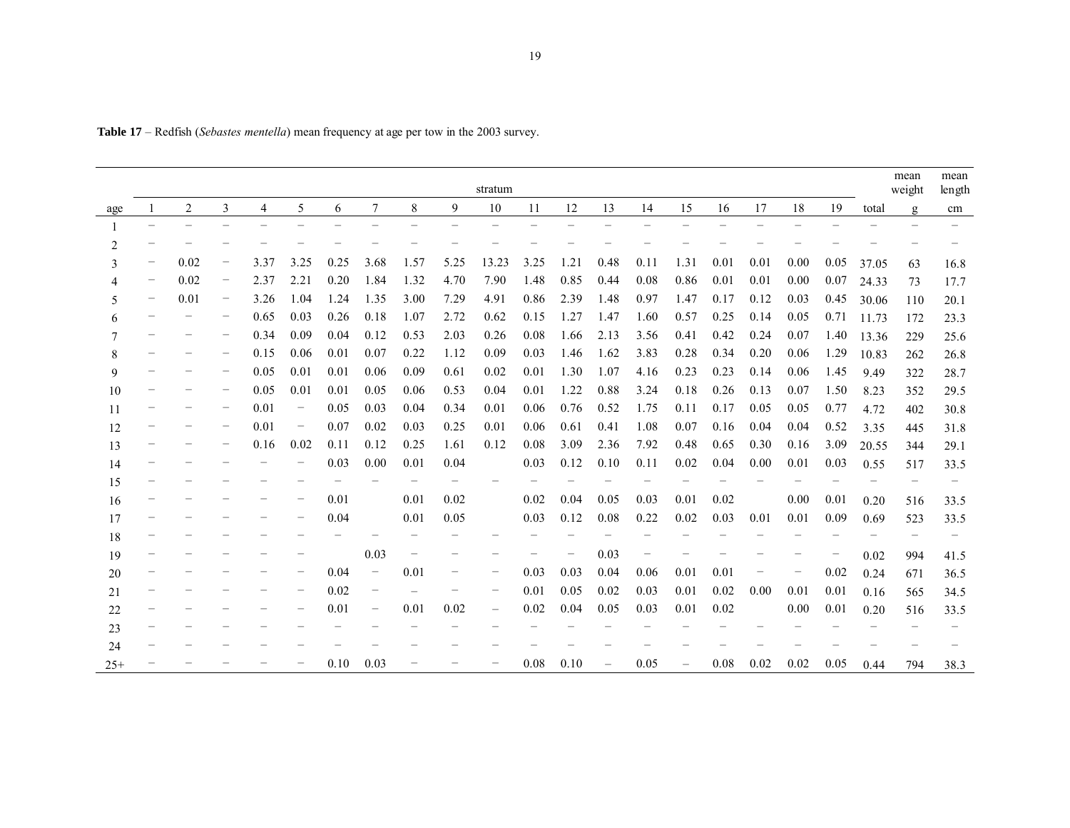**Table 17** – Redfish (*Sebastes mentella*) mean frequency at age per tow in the 2003 survey.

| | stratum | | | | | | | | | | | | | | | | | | | | mean weight | mean length |
|---|---|---|---|---|---|---|---|---|---|---|---|---|---|---|---|---|---|---|---|---|---|---|
| age | 1 | 2 | 3 | 4 | 5 | 6 | 7 | 8 | 9 | 10 | 11 | 12 | 13 | 14 | 15 | 16 | 17 | 18 | 19 | total | g | cm |
| 1 | – | – | – | – | – | – | – | – | – | – | – | – | – | – | – | – | – | – | – | – | – | – |
| 2 | – | – | – | – | – | – | – | – | – | – | – | – | – | – | – | – | – | – | – | – | – | – |
| 3 | – | 0.02 | – | 3.37 | 3.25 | 0.25 | 3.68 | 1.57 | 5.25 | 13.23 | 3.25 | 1.21 | 0.48 | 0.11 | 1.31 | 0.01 | 0.01 | 0.00 | 0.05 | 37.05 | 63 | 16.8 |
| 4 | – | 0.02 | – | 2.37 | 2.21 | 0.20 | 1.84 | 1.32 | 4.70 | 7.90 | 1.48 | 0.85 | 0.44 | 0.08 | 0.86 | 0.01 | 0.01 | 0.00 | 0.07 | 24.33 | 73 | 17.7 |
| 5 | – | 0.01 | – | 3.26 | 1.04 | 1.24 | 1.35 | 3.00 | 7.29 | 4.91 | 0.86 | 2.39 | 1.48 | 0.97 | 1.47 | 0.17 | 0.12 | 0.03 | 0.45 | 30.06 | 110 | 20.1 |
| 6 | – | – | – | 0.65 | 0.03 | 0.26 | 0.18 | 1.07 | 2.72 | 0.62 | 0.15 | 1.27 | 1.47 | 1.60 | 0.57 | 0.25 | 0.14 | 0.05 | 0.71 | 11.73 | 172 | 23.3 |
| 7 | – | – | – | 0.34 | 0.09 | 0.04 | 0.12 | 0.53 | 2.03 | 0.26 | 0.08 | 1.66 | 2.13 | 3.56 | 0.41 | 0.42 | 0.24 | 0.07 | 1.40 | 13.36 | 229 | 25.6 |
| 8 | – | – | – | 0.15 | 0.06 | 0.01 | 0.07 | 0.22 | 1.12 | 0.09 | 0.03 | 1.46 | 1.62 | 3.83 | 0.28 | 0.34 | 0.20 | 0.06 | 1.29 | 10.83 | 262 | 26.8 |
| 9 | – | – | – | 0.05 | 0.01 | 0.01 | 0.06 | 0.09 | 0.61 | 0.02 | 0.01 | 1.30 | 1.07 | 4.16 | 0.23 | 0.23 | 0.14 | 0.06 | 1.45 | 9.49 | 322 | 28.7 |
| 10 | – | – | – | 0.05 | 0.01 | 0.01 | 0.05 | 0.06 | 0.53 | 0.04 | 0.01 | 1.22 | 0.88 | 3.24 | 0.18 | 0.26 | 0.13 | 0.07 | 1.50 | 8.23 | 352 | 29.5 |
| 11 | – | – | – | 0.01 | – | 0.05 | 0.03 | 0.04 | 0.34 | 0.01 | 0.06 | 0.76 | 0.52 | 1.75 | 0.11 | 0.17 | 0.05 | 0.05 | 0.77 | 4.72 | 402 | 30.8 |
| 12 | – | – | – | 0.01 | – | 0.07 | 0.02 | 0.03 | 0.25 | 0.01 | 0.06 | 0.61 | 0.41 | 1.08 | 0.07 | 0.16 | 0.04 | 0.04 | 0.52 | 3.35 | 445 | 31.8 |
| 13 | – | – | – | 0.16 | 0.02 | 0.11 | 0.12 | 0.25 | 1.61 | 0.12 | 0.08 | 3.09 | 2.36 | 7.92 | 0.48 | 0.65 | 0.30 | 0.16 | 3.09 | 20.55 | 344 | 29.1 |
| 14 | – | – | – | – | – | 0.03 | 0.00 | 0.01 | 0.04 | | 0.03 | 0.12 | 0.10 | 0.11 | 0.02 | 0.04 | 0.00 | 0.01 | 0.03 | 0.55 | 517 | 33.5 |
| 15 | – | – | – | – | – | – | – | – | – | – | – | – | – | – | – | – | – | – | – | – | – | – |
| 16 | – | – | – | – | – | 0.01 | | 0.01 | 0.02 | | 0.02 | 0.04 | 0.05 | 0.03 | 0.01 | 0.02 | | 0.00 | 0.01 | 0.20 | 516 | 33.5 |
| 17 | – | – | – | – | – | 0.04 | | 0.01 | 0.05 | | 0.03 | 0.12 | 0.08 | 0.22 | 0.02 | 0.03 | 0.01 | 0.01 | 0.09 | 0.69 | 523 | 33.5 |
| 18 | – | – | – | – | – | – | – | – | – | – | – | – | – | – | – | – | – | – | – | – | – | – |
| 19 | – | – | – | – | – | | 0.03 | – | – | – | – | – | 0.03 | – | – | – | – | – | – | 0.02 | 994 | 41.5 |
| 20 | – | – | – | – | – | 0.04 | – | 0.01 | – | – | 0.03 | 0.03 | 0.04 | 0.06 | 0.01 | 0.01 | – | – | 0.02 | 0.24 | 671 | 36.5 |
| 21 | – | – | – | – | – | 0.02 | – | – | – | – | 0.01 | 0.05 | 0.02 | 0.03 | 0.01 | 0.02 | 0.00 | 0.01 | 0.01 | 0.16 | 565 | 34.5 |
| 22 | – | – | – | – | – | 0.01 | – | 0.01 | 0.02 | – | 0.02 | 0.04 | 0.05 | 0.03 | 0.01 | 0.02 | | 0.00 | 0.01 | 0.20 | 516 | 33.5 |
| 23 | – | – | – | – | – | – | – | – | – | – | – | – | – | – | – | – | – | – | – | – | – | – |
| 24 | – | – | – | – | – | – | – | – | – | – | – | – | – | – | – | – | – | – | – | – | – | – |
| 25+ | – | – | – | – | – | 0.10 | 0.03 | – | – | – | 0.08 | 0.10 | – | 0.05 | – | 0.08 | 0.02 | 0.02 | 0.05 | 0.44 | 794 | 38.3 |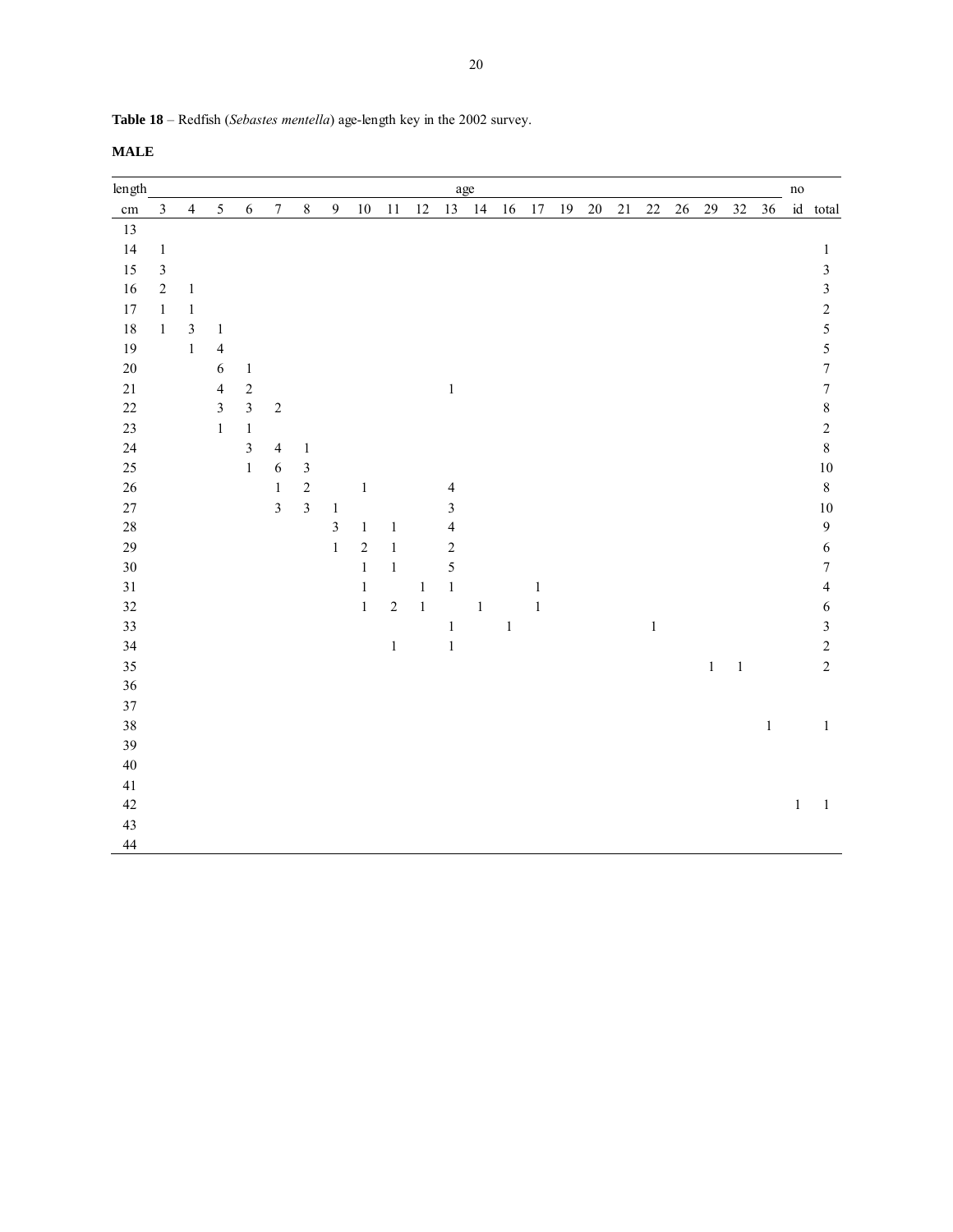**Table 18** – Redfish (*Sebastes mentella*) age-length key in the 2002 survey.

**MALE**

| length | age | | | | | | | | | | | | | | | | | | | | | | no | |
|---|---|---|---|---|---|---|---|---|---|---|---|---|---|---|---|---|---|---|---|---|---|---|---|---|
| cm | 3 | 4 | 5 | 6 | 7 | 8 | 9 | 10 | 11 | 12 | 13 | 14 | 16 | 17 | 19 | 20 | 21 | 22 | 26 | 29 | 32 | 36 | id | total |
| 13 | | | | | | | | | | | | | | | | | | | | | | | | |
| 14 | 1 | | | | | | | | | | | | | | | | | | | | | | | 1 |
| 15 | 3 | | | | | | | | | | | | | | | | | | | | | | | 3 |
| 16 | 2 | 1 | | | | | | | | | | | | | | | | | | | | | | 3 |
| 17 | 1 | 1 | | | | | | | | | | | | | | | | | | | | | | 2 |
| 18 | 1 | 3 | 1 | | | | | | | | | | | | | | | | | | | | | 5 |
| 19 | | 1 | 4 | | | | | | | | | | | | | | | | | | | | | 5 |
| 20 | | | 6 | 1 | | | | | | | | | | | | | | | | | | | | 7 |
| 21 | | | 4 | 2 | | | | | | | 1 | | | | | | | | | | | | | 7 |
| 22 | | | 3 | 3 | 2 | | | | | | | | | | | | | | | | | | | 8 |
| 23 | | | 1 | 1 | | | | | | | | | | | | | | | | | | | | 2 |
| 24 | | | | 3 | 4 | 1 | | | | | | | | | | | | | | | | | | 8 |
| 25 | | | | 1 | 6 | 3 | | | | | | | | | | | | | | | | | | 10 |
| 26 | | | | | 1 | 2 | | 1 | | | 4 | | | | | | | | | | | | | 8 |
| 27 | | | | | 3 | 3 | 1 | | | | 3 | | | | | | | | | | | | | 10 |
| 28 | | | | | | | 3 | 1 | 1 | | 4 | | | | | | | | | | | | | 9 |
| 29 | | | | | | | 1 | 2 | 1 | | 2 | | | | | | | | | | | | | 6 |
| 30 | | | | | | | | 1 | 1 | | 5 | | | | | | | | | | | | | 7 |
| 31 | | | | | | | | 1 | | 1 | 1 | | | 1 | | | | | | | | | | 4 |
| 32 | | | | | | | | 1 | 2 | 1 | | 1 | | 1 | | | | | | | | | | 6 |
| 33 | | | | | | | | | | | 1 | | 1 | | | | | 1 | | | | | | 3 |
| 34 | | | | | | | | | 1 | | 1 | | | | | | | | | | | | | 2 |
| 35 | | | | | | | | | | | | | | | | | | | | 1 | 1 | | | 2 |
| 36 | | | | | | | | | | | | | | | | | | | | | | | | |
| 37 | | | | | | | | | | | | | | | | | | | | | | | | |
| 38 | | | | | | | | | | | | | | | | | | | | | | 1 | | 1 |
| 39 | | | | | | | | | | | | | | | | | | | | | | | | |
| 40 | | | | | | | | | | | | | | | | | | | | | | | | |
| 41 | | | | | | | | | | | | | | | | | | | | | | | | |
| 42 | | | | | | | | | | | | | | | | | | | | | | | 1 | 1 |
| 43 | | | | | | | | | | | | | | | | | | | | | | | | |
| 44 | | | | | | | | | | | | | | | | | | | | | | | | |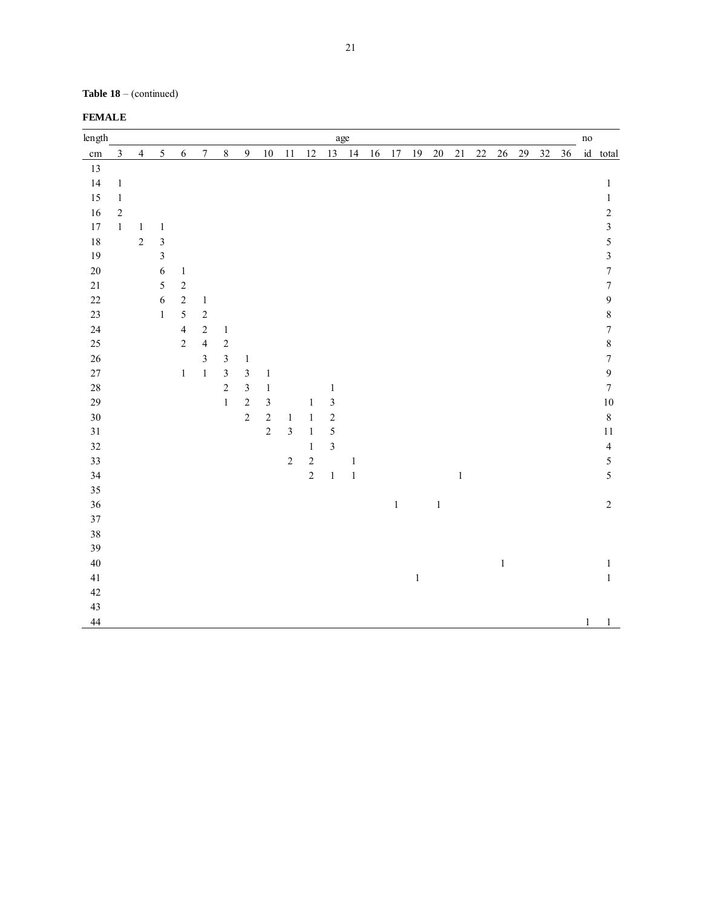**Table 18** – (continued)

**FEMALE**

| length | age | | | | | | | | | | | | | | | | | | | | | no | |
|---|---|---|---|---|---|---|---|---|---|---|---|---|---|---|---|---|---|---|---|---|---|---|---|
| cm | 3 | 4 | 5 | 6 | 7 | 8 | 9 | 10 | 11 | 12 | 13 | 14 | 16 | 17 | 19 | 20 | 21 | 22 | 26 | 29 | 32 | 36 | id | total |
| 13 | | | | | | | | | | | | | | | | | | | | | | | | |
| 14 | 1 | | | | | | | | | | | | | | | | | | | | | | | 1 |
| 15 | 1 | | | | | | | | | | | | | | | | | | | | | | | 1 |
| 16 | 2 | | | | | | | | | | | | | | | | | | | | | | | 2 |
| 17 | 1 | 1 | 1 | | | | | | | | | | | | | | | | | | | | | 3 |
| 18 | | 2 | 3 | | | | | | | | | | | | | | | | | | | | | 5 |
| 19 | | | 3 | | | | | | | | | | | | | | | | | | | | | 3 |
| 20 | | | 6 | 1 | | | | | | | | | | | | | | | | | | | | 7 |
| 21 | | | 5 | 2 | | | | | | | | | | | | | | | | | | | | 7 |
| 22 | | | 6 | 2 | 1 | | | | | | | | | | | | | | | | | | | 9 |
| 23 | | | 1 | 5 | 2 | | | | | | | | | | | | | | | | | | | 8 |
| 24 | | | | 4 | 2 | 1 | | | | | | | | | | | | | | | | | | 7 |
| 25 | | | | 2 | 4 | 2 | | | | | | | | | | | | | | | | | | 8 |
| 26 | | | | | 3 | 3 | 1 | | | | | | | | | | | | | | | | | 7 |
| 27 | | | | 1 | 1 | 3 | 3 | 1 | | | | | | | | | | | | | | | | 9 |
| 28 | | | | | | 2 | 3 | 1 | | | 1 | | | | | | | | | | | | | 7 |
| 29 | | | | | | 1 | 2 | 3 | | 1 | 3 | | | | | | | | | | | | | 10 |
| 30 | | | | | | | 2 | 2 | 1 | 1 | 2 | | | | | | | | | | | | | 8 |
| 31 | | | | | | | | 2 | 3 | 1 | 5 | | | | | | | | | | | | | 11 |
| 32 | | | | | | | | | | 1 | 3 | | | | | | | | | | | | | 4 |
| 33 | | | | | | | | | 2 | 2 | | 1 | | | | | | | | | | | | 5 |
| 34 | | | | | | | | | | 2 | 1 | 1 | | | | | 1 | | | | | | | 5 |
| 35 | | | | | | | | | | | | | | | | | | | | | | | | |
| 36 | | | | | | | | | | | | | | 1 | | 1 | | | | | | | | 2 |
| 37 | | | | | | | | | | | | | | | | | | | | | | | | |
| 38 | | | | | | | | | | | | | | | | | | | | | | | | |
| 39 | | | | | | | | | | | | | | | | | | | | | | | | |
| 40 | | | | | | | | | | | | | | | | | | | 1 | | | | | 1 |
| 41 | | | | | | | | | | | | | | | 1 | | | | | | | | | 1 |
| 42 | | | | | | | | | | | | | | | | | | | | | | | | |
| 43 | | | | | | | | | | | | | | | | | | | | | | | | |
| 44 | | | | | | | | | | | | | | | | | | | | | | | 1 | 1 |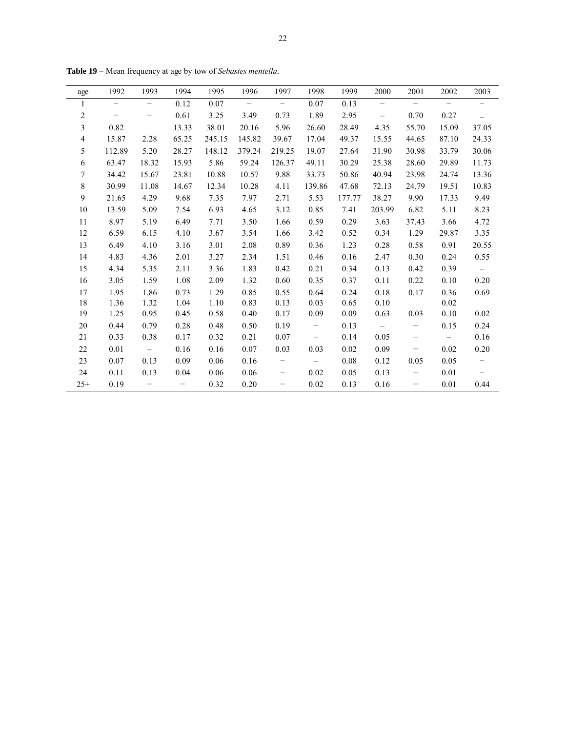**Table 19** – Mean frequency at age by tow of *Sebastes mentella*.

| age | 1992 | 1993 | 1994 | 1995 | 1996 | 1997 | 1998 | 1999 | 2000 | 2001 | 2002 | 2003 |
|---|---|---|---|---|---|---|---|---|---|---|---|---|
| 1 | – | – | 0.12 | 0.07 | – | – | 0.07 | 0.13 | – | – | – | – |
| 2 | – | – | 0.61 | 3.25 | 3.49 | 0.73 | 1.89 | 2.95 | – | 0.70 | 0.27 | – |
| 3 | 0.82 | | 13.33 | 38.01 | 20.16 | 5.96 | 26.60 | 28.49 | 4.35 | 55.70 | 15.09 | 37.05 |
| 4 | 15.87 | 2.28 | 65.25 | 245.15 | 145.82 | 39.67 | 17.04 | 49.37 | 15.55 | 44.65 | 87.10 | 24.33 |
| 5 | 112.89 | 5.20 | 28.27 | 148.12 | 379.24 | 219.25 | 19.07 | 27.64 | 31.90 | 30.98 | 33.79 | 30.06 |
| 6 | 63.47 | 18.32 | 15.93 | 5.86 | 59.24 | 126.37 | 49.11 | 30.29 | 25.38 | 28.60 | 29.89 | 11.73 |
| 7 | 34.42 | 15.67 | 23.81 | 10.88 | 10.57 | 9.88 | 33.73 | 50.86 | 40.94 | 23.98 | 24.74 | 13.36 |
| 8 | 30.99 | 11.08 | 14.67 | 12.34 | 10.28 | 4.11 | 139.86 | 47.68 | 72.13 | 24.79 | 19.51 | 10.83 |
| 9 | 21.65 | 4.29 | 9.68 | 7.35 | 7.97 | 2.71 | 5.53 | 177.77 | 38.27 | 9.90 | 17.33 | 9.49 |
| 10 | 13.59 | 5.09 | 7.54 | 6.93 | 4.65 | 3.12 | 0.85 | 7.41 | 203.99 | 6.82 | 5.11 | 8.23 |
| 11 | 8.97 | 5.19 | 6.49 | 7.71 | 3.50 | 1.66 | 0.59 | 0.29 | 3.63 | 37.43 | 3.66 | 4.72 |
| 12 | 6.59 | 6.15 | 4.10 | 3.67 | 3.54 | 1.66 | 3.42 | 0.52 | 0.34 | 1.29 | 29.87 | 3.35 |
| 13 | 6.49 | 4.10 | 3.16 | 3.01 | 2.08 | 0.89 | 0.36 | 1.23 | 0.28 | 0.58 | 0.91 | 20.55 |
| 14 | 4.83 | 4.36 | 2.01 | 3.27 | 2.34 | 1.51 | 0.46 | 0.16 | 2.47 | 0.30 | 0.24 | 0.55 |
| 15 | 4.34 | 5.35 | 2.11 | 3.36 | 1.83 | 0.42 | 0.21 | 0.34 | 0.13 | 0.42 | 0.39 | – |
| 16 | 3.05 | 1.59 | 1.08 | 2.09 | 1.32 | 0.60 | 0.35 | 0.37 | 0.11 | 0.22 | 0.10 | 0.20 |
| 17 | 1.95 | 1.86 | 0.73 | 1.29 | 0.85 | 0.55 | 0.64 | 0.24 | 0.18 | 0.17 | 0.36 | 0.69 |
| 18 | 1.36 | 1.32 | 1.04 | 1.10 | 0.83 | 0.13 | 0.03 | 0.65 | 0.10 | | 0.02 | |
| 19 | 1.25 | 0.95 | 0.45 | 0.58 | 0.40 | 0.17 | 0.09 | 0.09 | 0.63 | 0.03 | 0.10 | 0.02 |
| 20 | 0.44 | 0.79 | 0.28 | 0.48 | 0.50 | 0.19 | – | 0.13 | – | – | 0.15 | 0.24 |
| 21 | 0.33 | 0.38 | 0.17 | 0.32 | 0.21 | 0.07 | – | 0.14 | 0.05 | – | – | 0.16 |
| 22 | 0.01 | – | 0.16 | 0.16 | 0.07 | 0.03 | 0.03 | 0.02 | 0.09 | – | 0.02 | 0.20 |
| 23 | 0.07 | 0.13 | 0.09 | 0.06 | 0.16 | – | – | 0.08 | 0.12 | 0.05 | 0.05 | – |
| 24 | 0.11 | 0.13 | 0.04 | 0.06 | 0.06 | – | 0.02 | 0.05 | 0.13 | – | 0.01 | – |
| 25+ | 0.19 | – | – | 0.32 | 0.20 | – | 0.02 | 0.13 | 0.16 | – | 0.01 | 0.44 |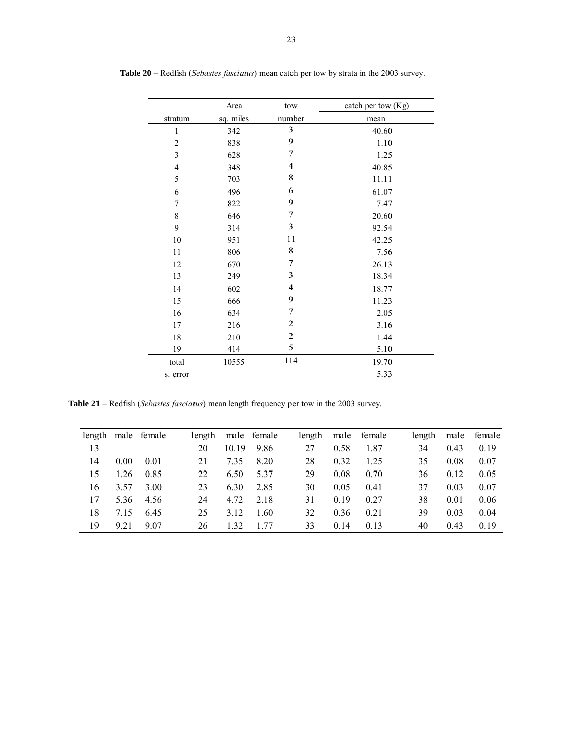**Table 20** – Redfish (*Sebastes fasciatus*) mean catch per tow by strata in the 2003 survey.

| stratum | Area sq. miles | tow number | catch per tow (Kg) mean |
|---|---|---|---|
| 1 | 342 | 3 | 40.60 |
| 2 | 838 | 9 | 1.10 |
| 3 | 628 | 7 | 1.25 |
| 4 | 348 | 4 | 40.85 |
| 5 | 703 | 8 | 11.11 |
| 6 | 496 | 6 | 61.07 |
| 7 | 822 | 9 | 7.47 |
| 8 | 646 | 7 | 20.60 |
| 9 | 314 | 3 | 92.54 |
| 10 | 951 | 11 | 42.25 |
| 11 | 806 | 8 | 7.56 |
| 12 | 670 | 7 | 26.13 |
| 13 | 249 | 3 | 18.34 |
| 14 | 602 | 4 | 18.77 |
| 15 | 666 | 9 | 11.23 |
| 16 | 634 | 7 | 2.05 |
| 17 | 216 | 2 | 3.16 |
| 18 | 210 | 2 | 1.44 |
| 19 | 414 | 5 | 5.10 |
| total | 10555 | 114 | 19.70 |
| s. error | | | 5.33 |

**Table 21** – Redfish (*Sebastes fasciatus*) mean length frequency per tow in the 2003 survey.

| length | male | female | length | male | female | length | male | female | length | male | female |
|---|---|---|---|---|---|---|---|---|---|---|---|
| 13 | | | 20 | 10.19 | 9.86 | 27 | 0.58 | 1.87 | 34 | 0.43 | 0.19 |
| 14 | 0.00 | 0.01 | 21 | 7.35 | 8.20 | 28 | 0.32 | 1.25 | 35 | 0.08 | 0.07 |
| 15 | 1.26 | 0.85 | 22 | 6.50 | 5.37 | 29 | 0.08 | 0.70 | 36 | 0.12 | 0.05 |
| 16 | 3.57 | 3.00 | 23 | 6.30 | 2.85 | 30 | 0.05 | 0.41 | 37 | 0.03 | 0.07 |
| 17 | 5.36 | 4.56 | 24 | 4.72 | 2.18 | 31 | 0.19 | 0.27 | 38 | 0.01 | 0.06 |
| 18 | 7.15 | 6.45 | 25 | 3.12 | 1.60 | 32 | 0.36 | 0.21 | 39 | 0.03 | 0.04 |
| 19 | 9.21 | 9.07 | 26 | 1.32 | 1.77 | 33 | 0.14 | 0.13 | 40 | 0.43 | 0.19 |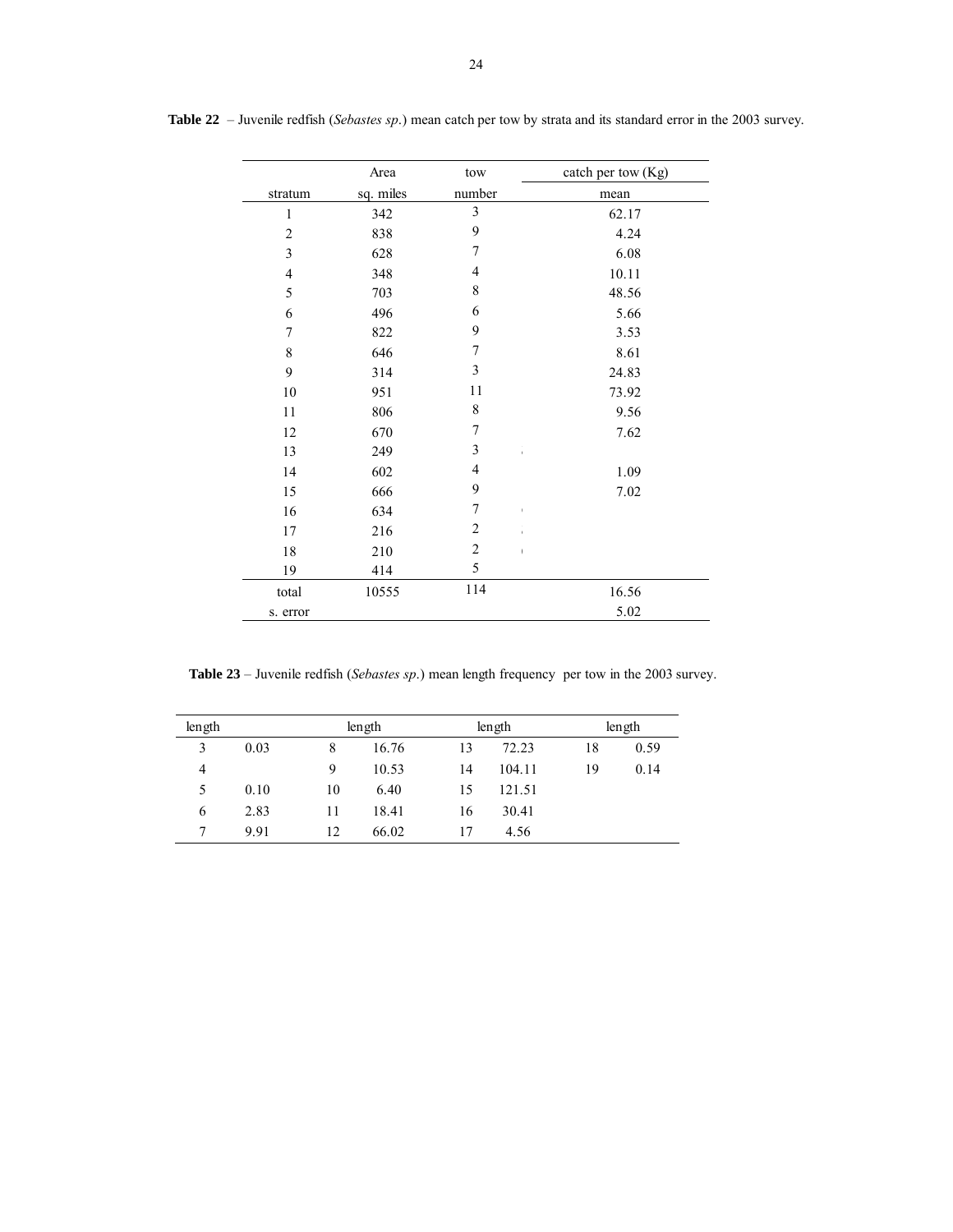**Table 22** – Juvenile redfish (*Sebastes sp.*) mean catch per tow by strata and its standard error in the 2003 survey.

| stratum | Area sq. miles | tow number | catch per tow (Kg) mean |
|---|---|---|---|
| 1 | 342 | 3 | 62.17 |
| 2 | 838 | 9 | 4.24 |
| 3 | 628 | 7 | 6.08 |
| 4 | 348 | 4 | 10.11 |
| 5 | 703 | 8 | 48.56 |
| 6 | 496 | 6 | 5.66 |
| 7 | 822 | 9 | 3.53 |
| 8 | 646 | 7 | 8.61 |
| 9 | 314 | 3 | 24.83 |
| 10 | 951 | 11 | 73.92 |
| 11 | 806 | 8 | 9.56 |
| 12 | 670 | 7 | 7.62 |
| 13 | 249 | 3 | |
| 14 | 602 | 4 | 1.09 |
| 15 | 666 | 9 | 7.02 |
| 16 | 634 | 7 | |
| 17 | 216 | 2 | |
| 18 | 210 | 2 | |
| 19 | 414 | 5 | |
| total | 10555 | 114 | 16.56 |
| s. error | | | 5.02 |

**Table 23** – Juvenile redfish (*Sebastes sp.*) mean length frequency per tow in the 2003 survey.

| length | | length | | length | | length | |
|---|---|---|---|---|---|---|---|
| 3 | 0.03 | 8 | 16.76 | 13 | 72.23 | 18 | 0.59 |
| 4 | | 9 | 10.53 | 14 | 104.11 | 19 | 0.14 |
| 5 | 0.10 | 10 | 6.40 | 15 | 121.51 | | |
| 6 | 2.83 | 11 | 18.41 | 16 | 30.41 | | |
| 7 | 9.91 | 12 | 66.02 | 17 | 4.56 | | |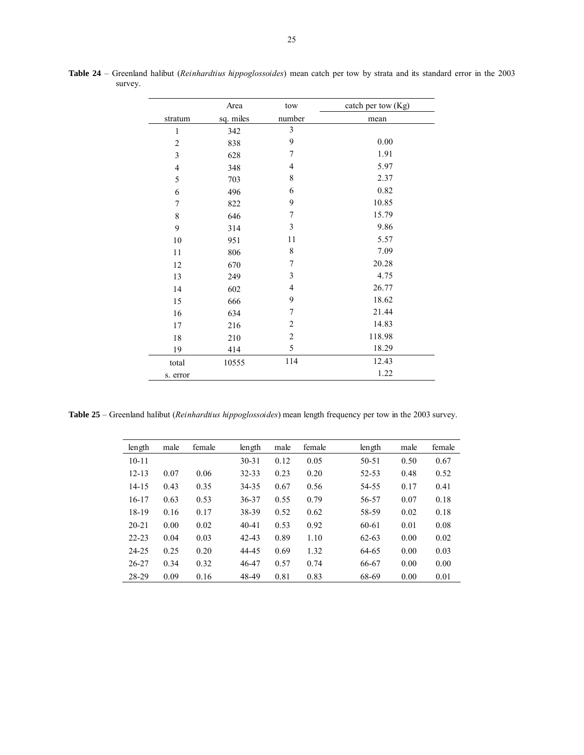**Table 24** – Greenland halibut (*Reinhardtius hippoglossoides*) mean catch per tow by strata and its standard error in the 2003 survey.

| stratum | Area sq. miles | tow number | catch per tow (Kg) mean |
|---|---|---|---|
| 1 | 342 | 3 | |
| 2 | 838 | 9 | 0.00 |
| 3 | 628 | 7 | 1.91 |
| 4 | 348 | 4 | 5.97 |
| 5 | 703 | 8 | 2.37 |
| 6 | 496 | 6 | 0.82 |
| 7 | 822 | 9 | 10.85 |
| 8 | 646 | 7 | 15.79 |
| 9 | 314 | 3 | 9.86 |
| 10 | 951 | 11 | 5.57 |
| 11 | 806 | 8 | 7.09 |
| 12 | 670 | 7 | 20.28 |
| 13 | 249 | 3 | 4.75 |
| 14 | 602 | 4 | 26.77 |
| 15 | 666 | 9 | 18.62 |
| 16 | 634 | 7 | 21.44 |
| 17 | 216 | 2 | 14.83 |
| 18 | 210 | 2 | 118.98 |
| 19 | 414 | 5 | 18.29 |
| total | 10555 | 114 | 12.43 |
| s. error | | | 1.22 |

**Table 25** – Greenland halibut (*Reinhardtius hippoglossoides*) mean length frequency per tow in the 2003 survey.

| length | male | female | length | male | female | length | male | female |
|---|---|---|---|---|---|---|---|---|
| 10-11 | | | 30-31 | 0.12 | 0.05 | 50-51 | 0.50 | 0.67 |
| 12-13 | 0.07 | 0.06 | 32-33 | 0.23 | 0.20 | 52-53 | 0.48 | 0.52 |
| 14-15 | 0.43 | 0.35 | 34-35 | 0.67 | 0.56 | 54-55 | 0.17 | 0.41 |
| 16-17 | 0.63 | 0.53 | 36-37 | 0.55 | 0.79 | 56-57 | 0.07 | 0.18 |
| 18-19 | 0.16 | 0.17 | 38-39 | 0.52 | 0.62 | 58-59 | 0.02 | 0.18 |
| 20-21 | 0.00 | 0.02 | 40-41 | 0.53 | 0.92 | 60-61 | 0.01 | 0.08 |
| 22-23 | 0.04 | 0.03 | 42-43 | 0.89 | 1.10 | 62-63 | 0.00 | 0.02 |
| 24-25 | 0.25 | 0.20 | 44-45 | 0.69 | 1.32 | 64-65 | 0.00 | 0.03 |
| 26-27 | 0.34 | 0.32 | 46-47 | 0.57 | 0.74 | 66-67 | 0.00 | 0.00 |
| 28-29 | 0.09 | 0.16 | 48-49 | 0.81 | 0.83 | 68-69 | 0.00 | 0.01 |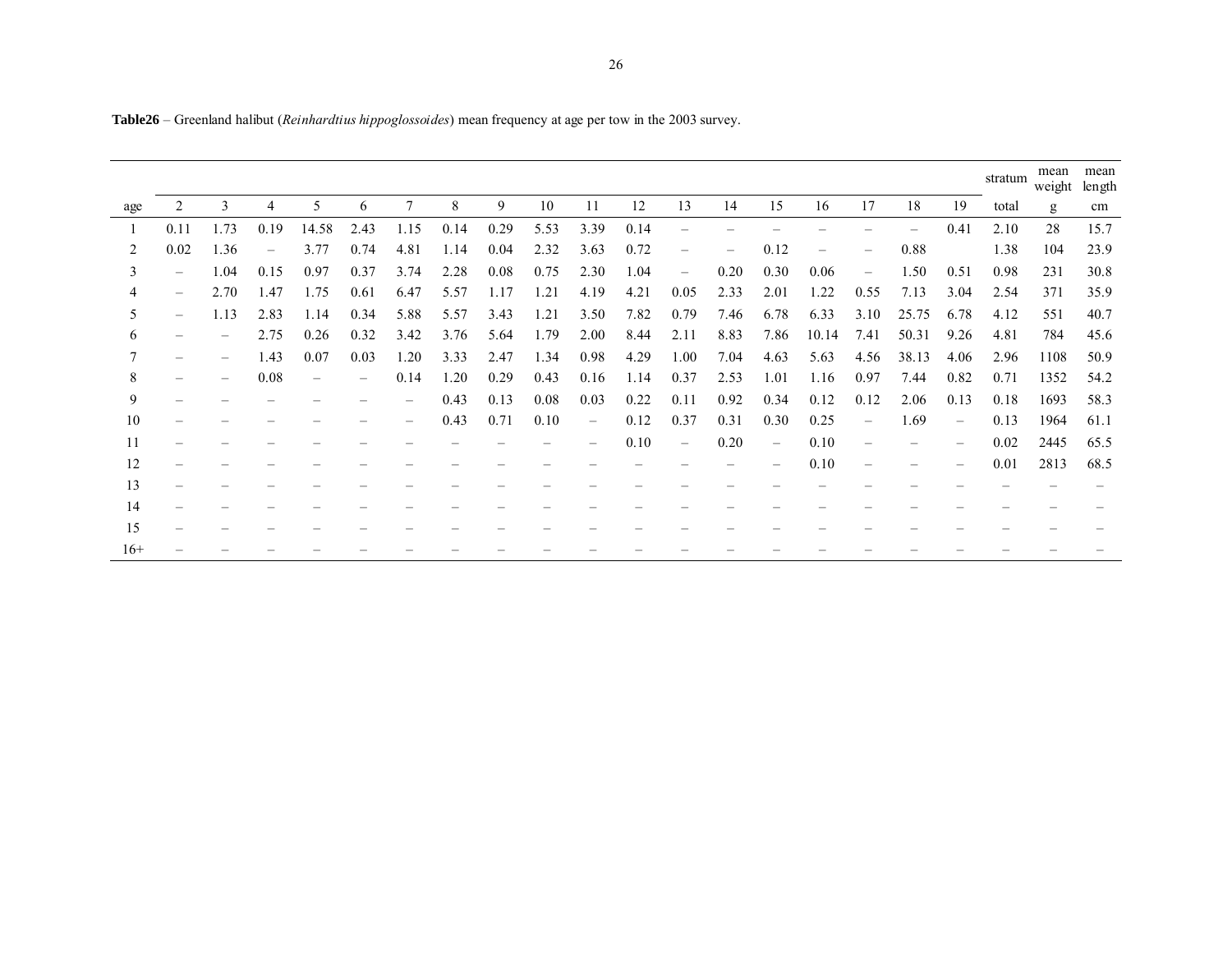**Table26** – Greenland halibut (*Reinhardtius hippoglossoides*) mean frequency at age per tow in the 2003 survey.

| age | 2 | 3 | 4 | 5 | 6 | 7 | 8 | 9 | 10 | 11 | 12 | 13 | 14 | 15 | 16 | 17 | 18 | 19 | stratum total | mean weight g | mean length cm |
|---|---|---|---|---|---|---|---|---|---|---|---|---|---|---|---|---|---|---|---|---|---|
| 1 | 0.11 | 1.73 | 0.19 | 14.58 | 2.43 | 1.15 | 0.14 | 0.29 | 5.53 | 3.39 | 0.14 | – | – | – | – | – | – | 0.41 | 2.10 | 28 | 15.7 |
| 2 | 0.02 | 1.36 | – | 3.77 | 0.74 | 4.81 | 1.14 | 0.04 | 2.32 | 3.63 | 0.72 | – | – | 0.12 | – | – | 0.88 | | 1.38 | 104 | 23.9 |
| 3 | – | 1.04 | 0.15 | 0.97 | 0.37 | 3.74 | 2.28 | 0.08 | 0.75 | 2.30 | 1.04 | – | 0.20 | 0.30 | 0.06 | – | 1.50 | 0.51 | 0.98 | 231 | 30.8 |
| 4 | – | 2.70 | 1.47 | 1.75 | 0.61 | 6.47 | 5.57 | 1.17 | 1.21 | 4.19 | 4.21 | 0.05 | 2.33 | 2.01 | 1.22 | 0.55 | 7.13 | 3.04 | 2.54 | 371 | 35.9 |
| 5 | – | 1.13 | 2.83 | 1.14 | 0.34 | 5.88 | 5.57 | 3.43 | 1.21 | 3.50 | 7.82 | 0.79 | 7.46 | 6.78 | 6.33 | 3.10 | 25.75 | 6.78 | 4.12 | 551 | 40.7 |
| 6 | – | – | 2.75 | 0.26 | 0.32 | 3.42 | 3.76 | 5.64 | 1.79 | 2.00 | 8.44 | 2.11 | 8.83 | 7.86 | 10.14 | 7.41 | 50.31 | 9.26 | 4.81 | 784 | 45.6 |
| 7 | – | – | 1.43 | 0.07 | 0.03 | 1.20 | 3.33 | 2.47 | 1.34 | 0.98 | 4.29 | 1.00 | 7.04 | 4.63 | 5.63 | 4.56 | 38.13 | 4.06 | 2.96 | 1108 | 50.9 |
| 8 | – | – | 0.08 | – | – | 0.14 | 1.20 | 0.29 | 0.43 | 0.16 | 1.14 | 0.37 | 2.53 | 1.01 | 1.16 | 0.97 | 7.44 | 0.82 | 0.71 | 1352 | 54.2 |
| 9 | – | – | – | – | – | – | 0.43 | 0.13 | 0.08 | 0.03 | 0.22 | 0.11 | 0.92 | 0.34 | 0.12 | 0.12 | 2.06 | 0.13 | 0.18 | 1693 | 58.3 |
| 10 | – | – | – | – | – | – | 0.43 | 0.71 | 0.10 | – | 0.12 | 0.37 | 0.31 | 0.30 | 0.25 | – | 1.69 | – | 0.13 | 1964 | 61.1 |
| 11 | – | – | – | – | – | – | – | – | – | – | 0.10 | – | 0.20 | – | 0.10 | – | – | – | 0.02 | 2445 | 65.5 |
| 12 | – | – | – | – | – | – | – | – | – | – | – | – | – | – | 0.10 | – | – | – | 0.01 | 2813 | 68.5 |
| 13 | – | – | – | – | – | – | – | – | – | – | – | – | – | – | – | – | – | – | – | – | – |
| 14 | – | – | – | – | – | – | – | – | – | – | – | – | – | – | – | – | – | – | – | – | – |
| 15 | – | – | – | – | – | – | – | – | – | – | – | – | – | – | – | – | – | – | – | – | – |
| 16+ | – | – | – | – | – | – | – | – | – | – | – | – | – | – | – | – | – | – | – | – | – |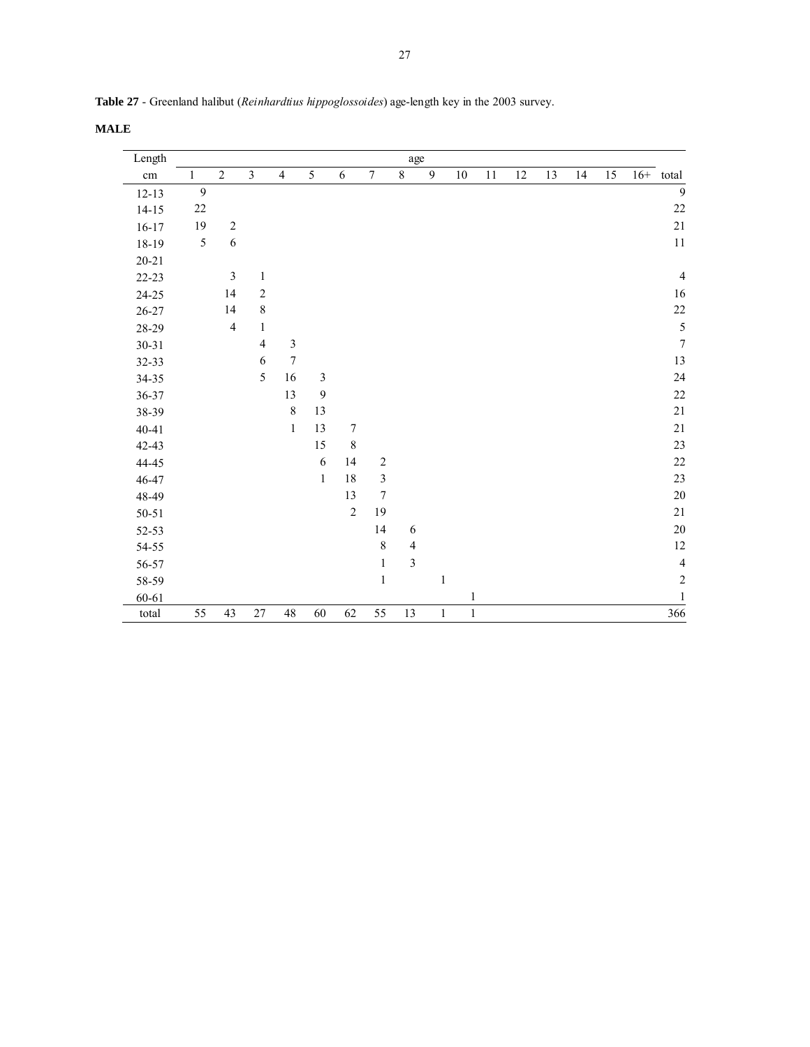**Table 27** - Greenland halibut (*Reinhardtius hippoglossoides*) age-length key in the 2003 survey.

**MALE**

| Length | age | | | | | | | | | | | | | | | | |
|---|---|---|---|---|---|---|---|---|---|---|---|---|---|---|---|---|---|
| cm | 1 | 2 | 3 | 4 | 5 | 6 | 7 | 8 | 9 | 10 | 11 | 12 | 13 | 14 | 15 | 16+ | total |
| 12-13 | 9 | | | | | | | | | | | | | | | | 9 |
| 14-15 | 22 | | | | | | | | | | | | | | | | 22 |
| 16-17 | 19 | 2 | | | | | | | | | | | | | | | 21 |
| 18-19 | 5 | 6 | | | | | | | | | | | | | | | 11 |
| 20-21 | | | | | | | | | | | | | | | | | |
| 22-23 | | 3 | 1 | | | | | | | | | | | | | | 4 |
| 24-25 | | 14 | 2 | | | | | | | | | | | | | | 16 |
| 26-27 | | 14 | 8 | | | | | | | | | | | | | | 22 |
| 28-29 | | 4 | 1 | | | | | | | | | | | | | | 5 |
| 30-31 | | | 4 | 3 | | | | | | | | | | | | | 7 |
| 32-33 | | | 6 | 7 | | | | | | | | | | | | | 13 |
| 34-35 | | | 5 | 16 | 3 | | | | | | | | | | | | 24 |
| 36-37 | | | | 13 | 9 | | | | | | | | | | | | 22 |
| 38-39 | | | | 8 | 13 | | | | | | | | | | | | 21 |
| 40-41 | | | | 1 | 13 | 7 | | | | | | | | | | | 21 |
| 42-43 | | | | | 15 | 8 | | | | | | | | | | | 23 |
| 44-45 | | | | | 6 | 14 | 2 | | | | | | | | | | 22 |
| 46-47 | | | | | 1 | 18 | 3 | | | | | | | | | | 23 |
| 48-49 | | | | | | 13 | 7 | | | | | | | | | | 20 |
| 50-51 | | | | | | 2 | 19 | | | | | | | | | | 21 |
| 52-53 | | | | | | | 14 | 6 | | | | | | | | | 20 |
| 54-55 | | | | | | | 8 | 4 | | | | | | | | | 12 |
| 56-57 | | | | | | | 1 | 3 | | | | | | | | | 4 |
| 58-59 | | | | | | | 1 | | 1 | | | | | | | | 2 |
| 60-61 | | | | | | | | | | 1 | | | | | | | 1 |
| total | 55 | 43 | 27 | 48 | 60 | 62 | 55 | 13 | 1 | 1 | | | | | | | 366 |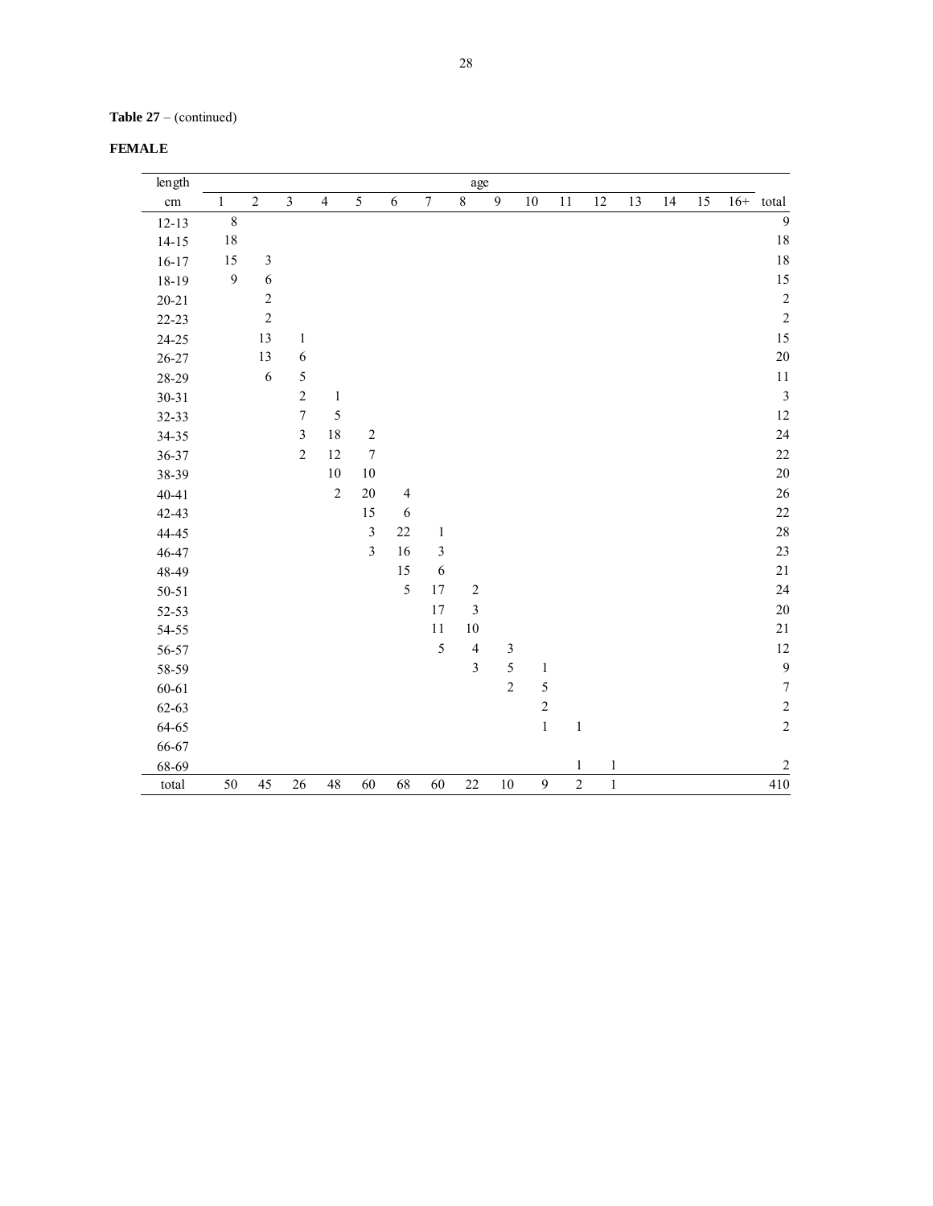**Table 27** – (continued)

**FEMALE**

| length | age | | | | | | | | | | | | | | | | |
|---|---|---|---|---|---|---|---|---|---|---|---|---|---|---|---|---|---|
| cm | 1 | 2 | 3 | 4 | 5 | 6 | 7 | 8 | 9 | 10 | 11 | 12 | 13 | 14 | 15 | 16+ | total |
| 12-13 | 8 | | | | | | | | | | | | | | | | 9 |
| 14-15 | 18 | | | | | | | | | | | | | | | | 18 |
| 16-17 | 15 | 3 | | | | | | | | | | | | | | | 18 |
| 18-19 | 9 | 6 | | | | | | | | | | | | | | | 15 |
| 20-21 | | 2 | | | | | | | | | | | | | | | 2 |
| 22-23 | | 2 | | | | | | | | | | | | | | | 2 |
| 24-25 | | 13 | 1 | | | | | | | | | | | | | | 15 |
| 26-27 | | 13 | 6 | | | | | | | | | | | | | | 20 |
| 28-29 | | 6 | 5 | | | | | | | | | | | | | | 11 |
| 30-31 | | | 2 | 1 | | | | | | | | | | | | | 3 |
| 32-33 | | | 7 | 5 | | | | | | | | | | | | | 12 |
| 34-35 | | | 3 | 18 | 2 | | | | | | | | | | | | 24 |
| 36-37 | | | 2 | 12 | 7 | | | | | | | | | | | | 22 |
| 38-39 | | | | 10 | 10 | | | | | | | | | | | | 20 |
| 40-41 | | | | 2 | 20 | 4 | | | | | | | | | | | 26 |
| 42-43 | | | | | 15 | 6 | | | | | | | | | | | 22 |
| 44-45 | | | | | 3 | 22 | 1 | | | | | | | | | | 28 |
| 46-47 | | | | | 3 | 16 | 3 | | | | | | | | | | 23 |
| 48-49 | | | | | | 15 | 6 | | | | | | | | | | 21 |
| 50-51 | | | | | | 5 | 17 | 2 | | | | | | | | | 24 |
| 52-53 | | | | | | | 17 | 3 | | | | | | | | | 20 |
| 54-55 | | | | | | | 11 | 10 | | | | | | | | | 21 |
| 56-57 | | | | | | | 5 | 4 | 3 | | | | | | | | 12 |
| 58-59 | | | | | | | | 3 | 5 | 1 | | | | | | | 9 |
| 60-61 | | | | | | | | | 2 | 5 | | | | | | | 7 |
| 62-63 | | | | | | | | | | 2 | | | | | | | 2 |
| 64-65 | | | | | | | | | | 1 | 1 | | | | | | 2 |
| 66-67 | | | | | | | | | | | | | | | | | |
| 68-69 | | | | | | | | | | | 1 | 1 | | | | | 2 |
| total | 50 | 45 | 26 | 48 | 60 | 68 | 60 | 22 | 10 | 9 | 2 | 1 | | | | | 410 |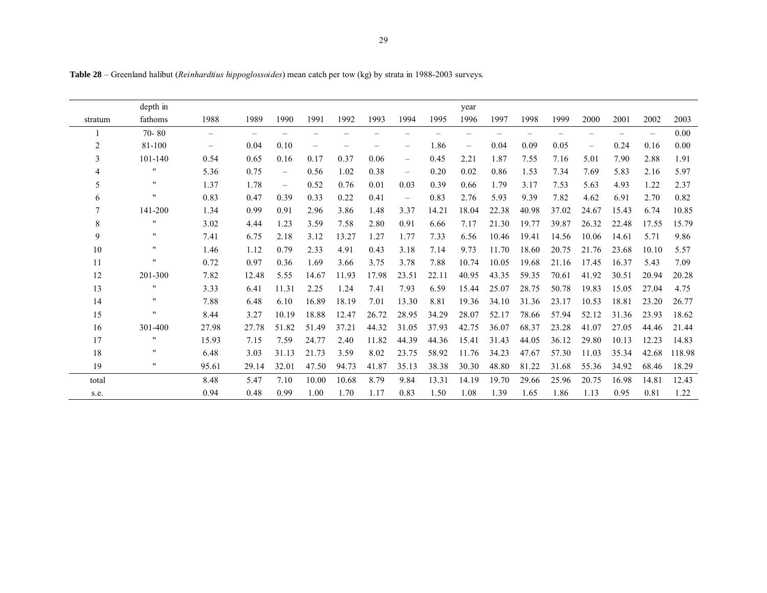**Table 28** – Greenland halibut (*Reinhardtius hippoglossoides*) mean catch per tow (kg) by strata in 1988-2003 surveys.

| stratum | depth in fathoms | 1988 | 1989 | 1990 | 1991 | 1992 | 1993 | 1994 | 1995 | 1996 | 1997 | 1998 | 1999 | 2000 | 2001 | 2002 | 2003 |
|---|---|---|---|---|---|---|---|---|---|---|---|---|---|---|---|---|---|
| | | | | | | | | | | year | | | | | | | |
| 1 | 70- 80 | – | – | – | – | – | – | – | – | – | – | – | – | – | – | – | 0.00 |
| 2 | 81-100 | – | 0.04 | 0.10 | – | – | – | – | 1.86 | – | 0.04 | 0.09 | 0.05 | – | 0.24 | 0.16 | 0.00 |
| 3 | 101-140 | 0.54 | 0.65 | 0.16 | 0.17 | 0.37 | 0.06 | – | 0.45 | 2.21 | 1.87 | 7.55 | 7.16 | 5.01 | 7.90 | 2.88 | 1.91 |
| 4 | " | 5.36 | 0.75 | – | 0.56 | 1.02 | 0.38 | – | 0.20 | 0.02 | 0.86 | 1.53 | 7.34 | 7.69 | 5.83 | 2.16 | 5.97 |
| 5 | " | 1.37 | 1.78 | – | 0.52 | 0.76 | 0.01 | 0.03 | 0.39 | 0.66 | 1.79 | 3.17 | 7.53 | 5.63 | 4.93 | 1.22 | 2.37 |
| 6 | " | 0.83 | 0.47 | 0.39 | 0.33 | 0.22 | 0.41 | – | 0.83 | 2.76 | 5.93 | 9.39 | 7.82 | 4.62 | 6.91 | 2.70 | 0.82 |
| 7 | 141-200 | 1.34 | 0.99 | 0.91 | 2.96 | 3.86 | 1.48 | 3.37 | 14.21 | 18.04 | 22.38 | 40.98 | 37.02 | 24.67 | 15.43 | 6.74 | 10.85 |
| 8 | " | 3.02 | 4.44 | 1.23 | 3.59 | 7.58 | 2.80 | 0.91 | 6.66 | 7.17 | 21.30 | 19.77 | 39.87 | 26.32 | 22.48 | 17.55 | 15.79 |
| 9 | " | 7.41 | 6.75 | 2.18 | 3.12 | 13.27 | 1.27 | 1.77 | 7.33 | 6.56 | 10.46 | 19.41 | 14.56 | 10.06 | 14.61 | 5.71 | 9.86 |
| 10 | " | 1.46 | 1.12 | 0.79 | 2.33 | 4.91 | 0.43 | 3.18 | 7.14 | 9.73 | 11.70 | 18.60 | 20.75 | 21.76 | 23.68 | 10.10 | 5.57 |
| 11 | " | 0.72 | 0.97 | 0.36 | 1.69 | 3.66 | 3.75 | 3.78 | 7.88 | 10.74 | 10.05 | 19.68 | 21.16 | 17.45 | 16.37 | 5.43 | 7.09 |
| 12 | 201-300 | 7.82 | 12.48 | 5.55 | 14.67 | 11.93 | 17.98 | 23.51 | 22.11 | 40.95 | 43.35 | 59.35 | 70.61 | 41.92 | 30.51 | 20.94 | 20.28 |
| 13 | " | 3.33 | 6.41 | 11.31 | 2.25 | 1.24 | 7.41 | 7.93 | 6.59 | 15.44 | 25.07 | 28.75 | 50.78 | 19.83 | 15.05 | 27.04 | 4.75 |
| 14 | " | 7.88 | 6.48 | 6.10 | 16.89 | 18.19 | 7.01 | 13.30 | 8.81 | 19.36 | 34.10 | 31.36 | 23.17 | 10.53 | 18.81 | 23.20 | 26.77 |
| 15 | " | 8.44 | 3.27 | 10.19 | 18.88 | 12.47 | 26.72 | 28.95 | 34.29 | 28.07 | 52.17 | 78.66 | 57.94 | 52.12 | 31.36 | 23.93 | 18.62 |
| 16 | 301-400 | 27.98 | 27.78 | 51.82 | 51.49 | 37.21 | 44.32 | 31.05 | 37.93 | 42.75 | 36.07 | 68.37 | 23.28 | 41.07 | 27.05 | 44.46 | 21.44 |
| 17 | " | 15.93 | 7.15 | 7.59 | 24.77 | 2.40 | 11.82 | 44.39 | 44.36 | 15.41 | 31.43 | 44.05 | 36.12 | 29.80 | 10.13 | 12.23 | 14.83 |
| 18 | " | 6.48 | 3.03 | 31.13 | 21.73 | 3.59 | 8.02 | 23.75 | 58.92 | 11.76 | 34.23 | 47.67 | 57.30 | 11.03 | 35.34 | 42.68 | 118.98 |
| 19 | " | 95.61 | 29.14 | 32.01 | 47.50 | 94.73 | 41.87 | 35.13 | 38.38 | 30.30 | 48.80 | 81.22 | 31.68 | 55.36 | 34.92 | 68.46 | 18.29 |
| total | | 8.48 | 5.47 | 7.10 | 10.00 | 10.68 | 8.79 | 9.84 | 13.31 | 14.19 | 19.70 | 29.66 | 25.96 | 20.75 | 16.98 | 14.81 | 12.43 |
| s.e. | | 0.94 | 0.48 | 0.99 | 1.00 | 1.70 | 1.17 | 0.83 | 1.50 | 1.08 | 1.39 | 1.65 | 1.86 | 1.13 | 0.95 | 0.81 | 1.22 |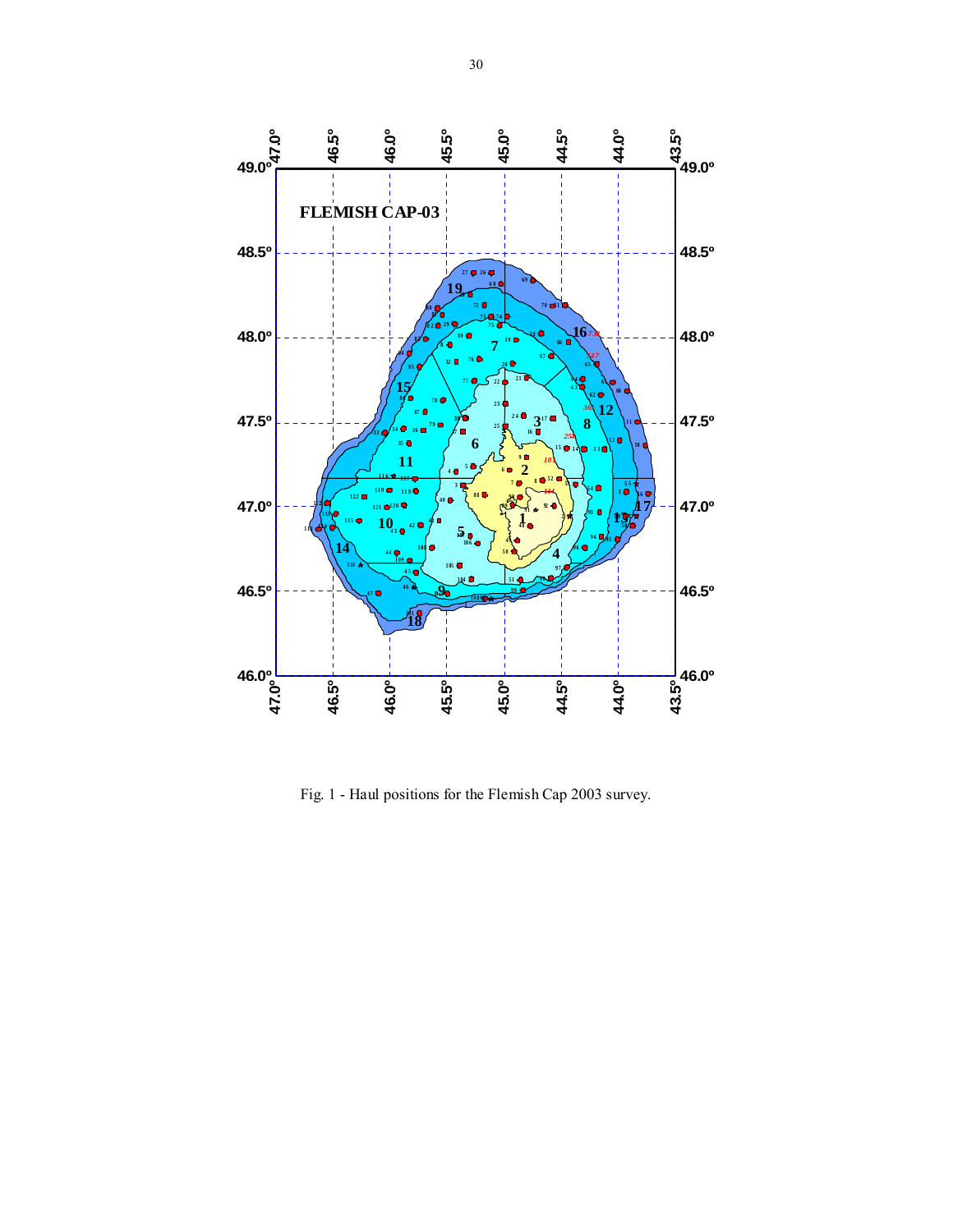Fig. 1 - Haul positions for the Flemish Cap 2003 survey.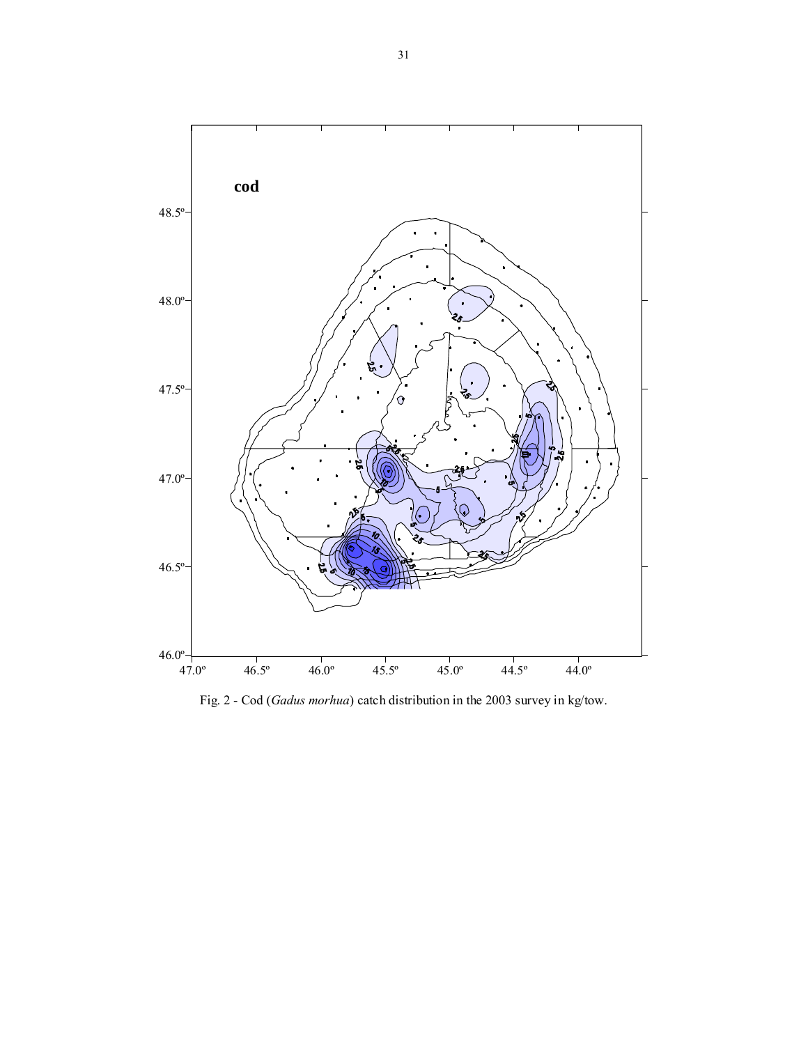Fig. 2 - Cod (*Gadus morhua*) catch distribution in the 2003 survey in kg/tow.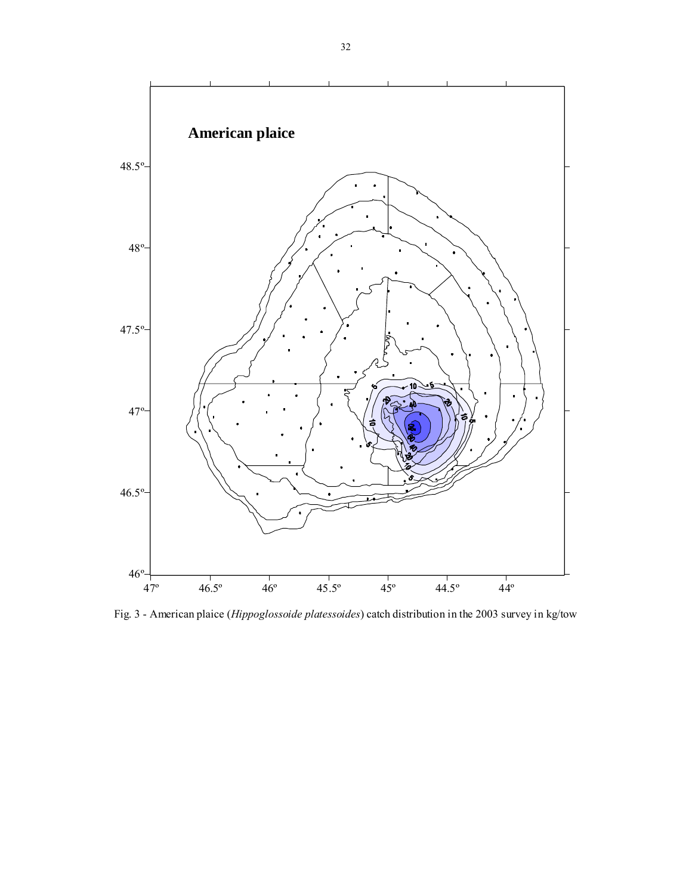Fig. 3 - American plaice (*Hippoglossoide platessoides*) catch distribution in the 2003 survey in kg/tow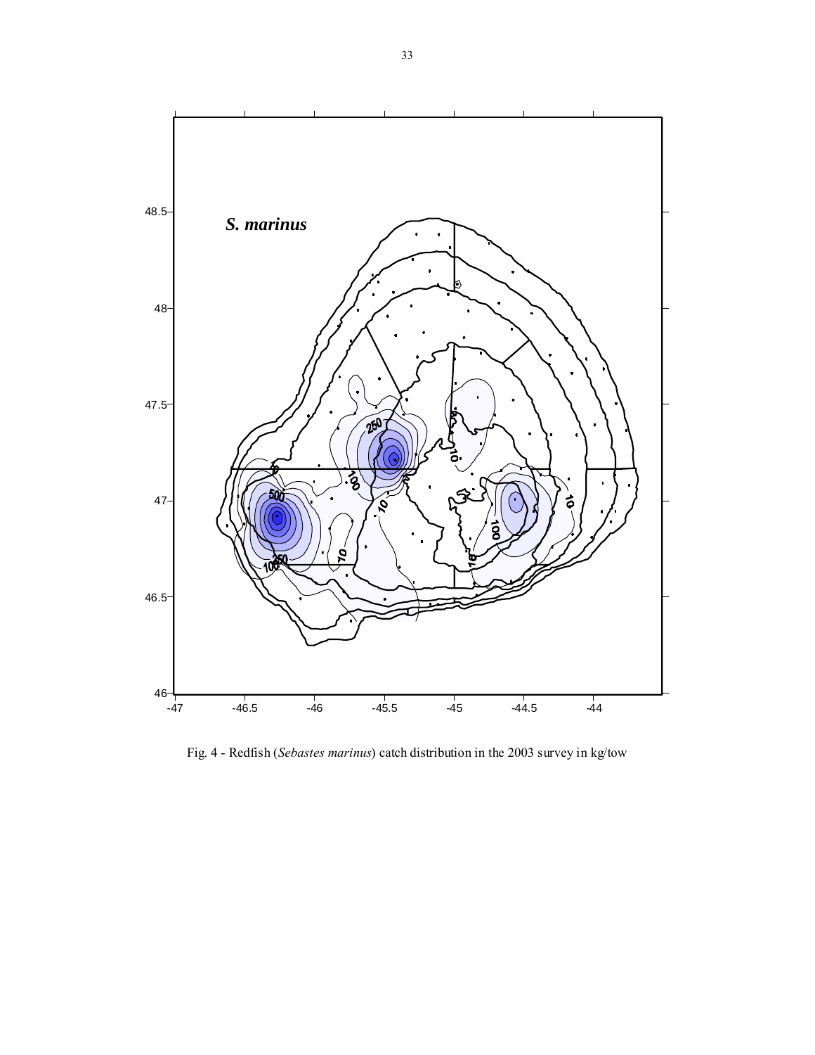Fig. 4 - Redfish (*Sebastes marinus*) catch distribution in the 2003 survey in kg/tow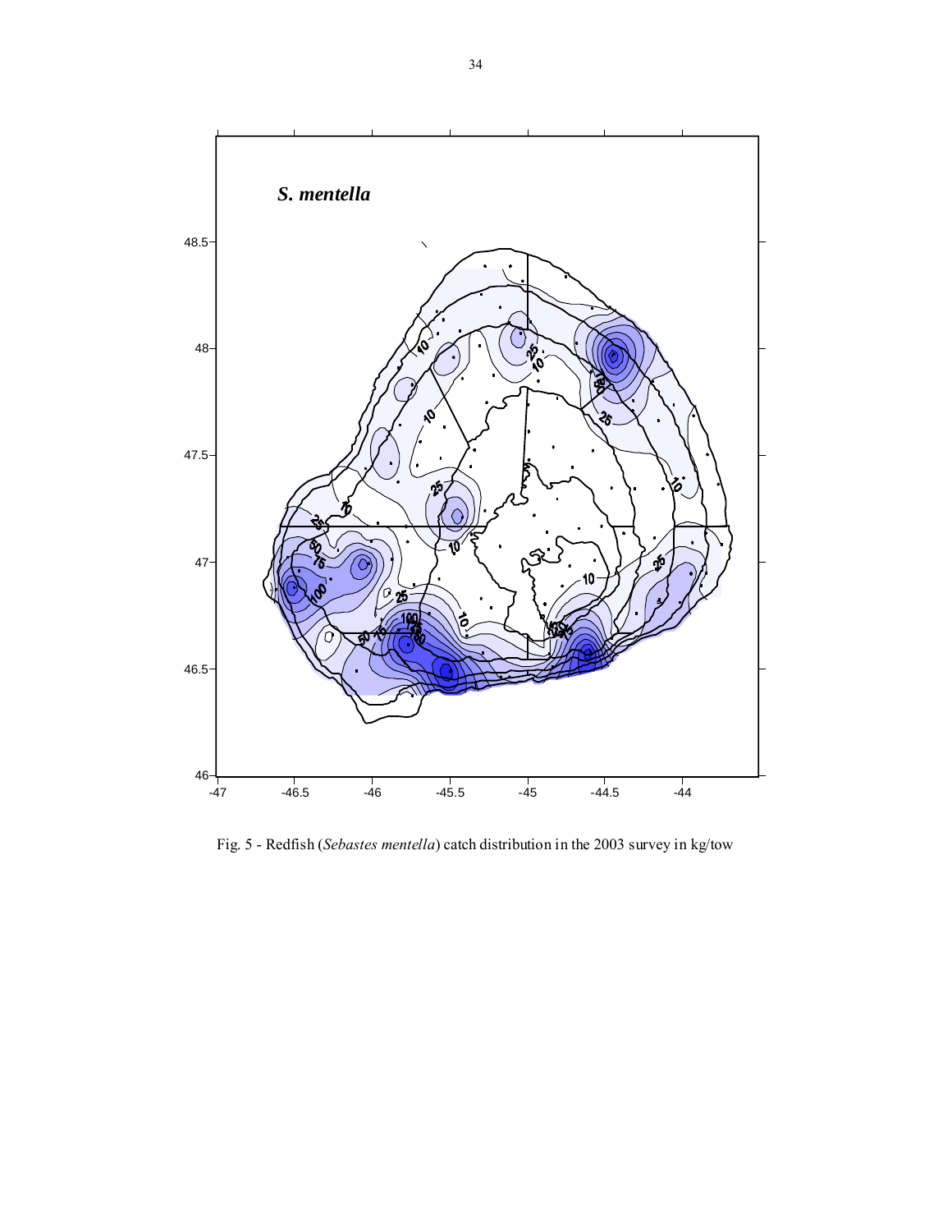Fig. 5 - Redfish (*Sebastes mentella*) catch distribution in the 2003 survey in kg/tow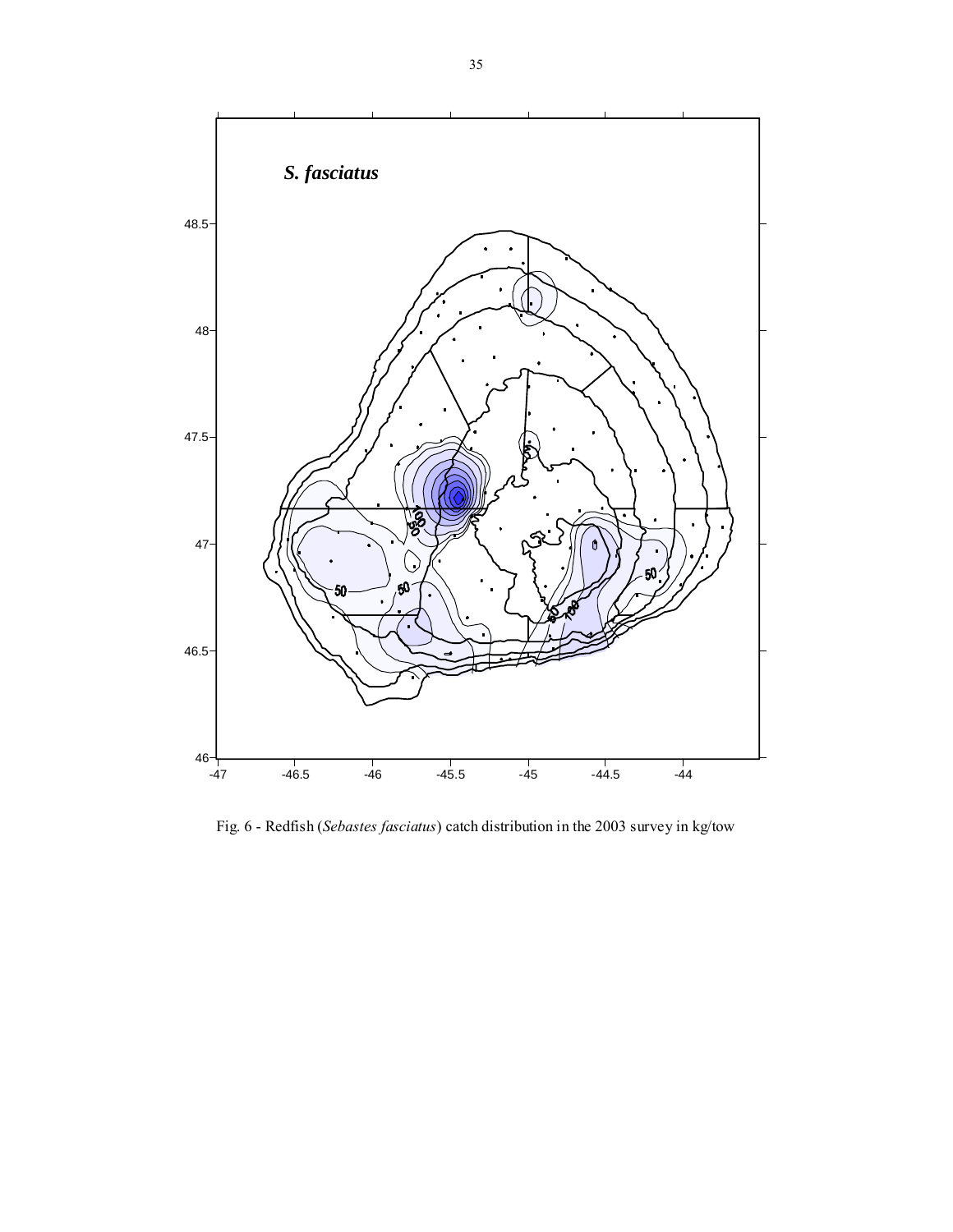Fig. 6 - Redfish (*Sebastes fasciatus*) catch distribution in the 2003 survey in kg/tow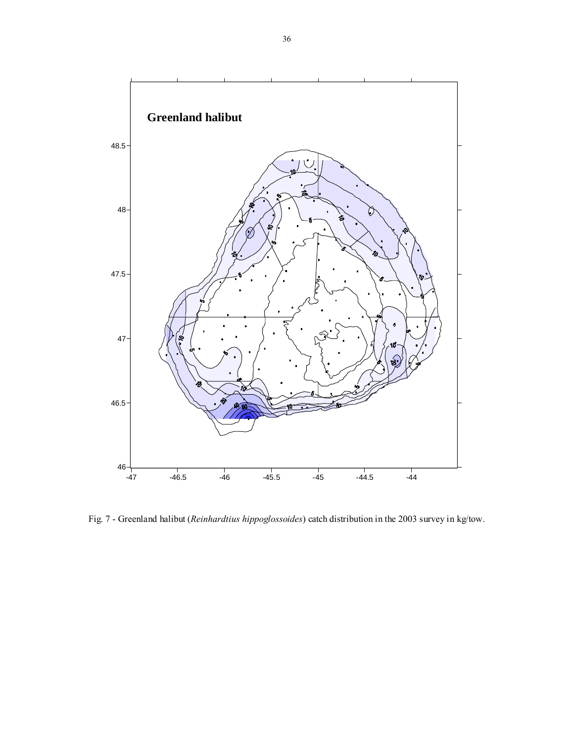Greenland halibut

48.5

48

47.5

47

46.5

46

-47 -46.5 -46 -45.5 -45 -44.5 -44

10 5 10 5 10 5 10 10 5 10 5 10 5 5 10 5 10 5 10 5 10 20 10 5 5 10 20 40 60 10 5 10 10

Fig. 7 - Greenland halibut (*Reinhardtius hippoglossoides*) catch distribution in the 2003 survey in kg/tow.